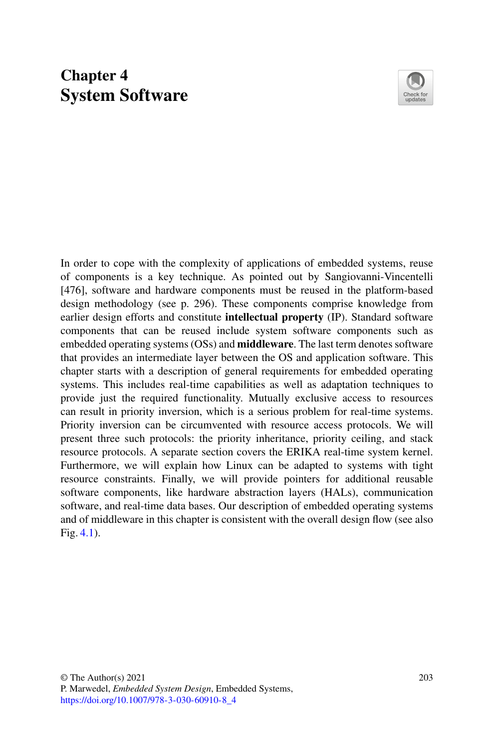# Chapter 4
# System Software

In order to cope with the complexity of applications of embedded systems, reuse of components is a key technique. As pointed out by Sangiovanni-Vincentelli [476], software and hardware components must be reused in the platform-based design methodology (see p. 296). These components comprise knowledge from earlier design efforts and constitute **intellectual property** (IP). Standard software components that can be reused include system software components such as embedded operating systems (OSs) and **middleware**. The last term denotes software that provides an intermediate layer between the OS and application software. This chapter starts with a description of general requirements for embedded operating systems. This includes real-time capabilities as well as adaptation techniques to provide just the required functionality. Mutually exclusive access to resources can result in priority inversion, which is a serious problem for real-time systems. Priority inversion can be circumvented with resource access protocols. We will present three such protocols: the priority inheritance, priority ceiling, and stack resource protocols. A separate section covers the ERIKA real-time system kernel. Furthermore, we will explain how Linux can be adapted to systems with tight resource constraints. Finally, we will provide pointers for additional reusable software components, like hardware abstraction layers (HALs), communication software, and real-time data bases. Our description of embedded operating systems and of middleware in this chapter is consistent with the overall design flow (see also Fig. 4.1).

© The Author(s) 2021
P. Marwedel, *Embedded System Design*, Embedded Systems,
https://doi.org/10.1007/978-3-030-60910-8_4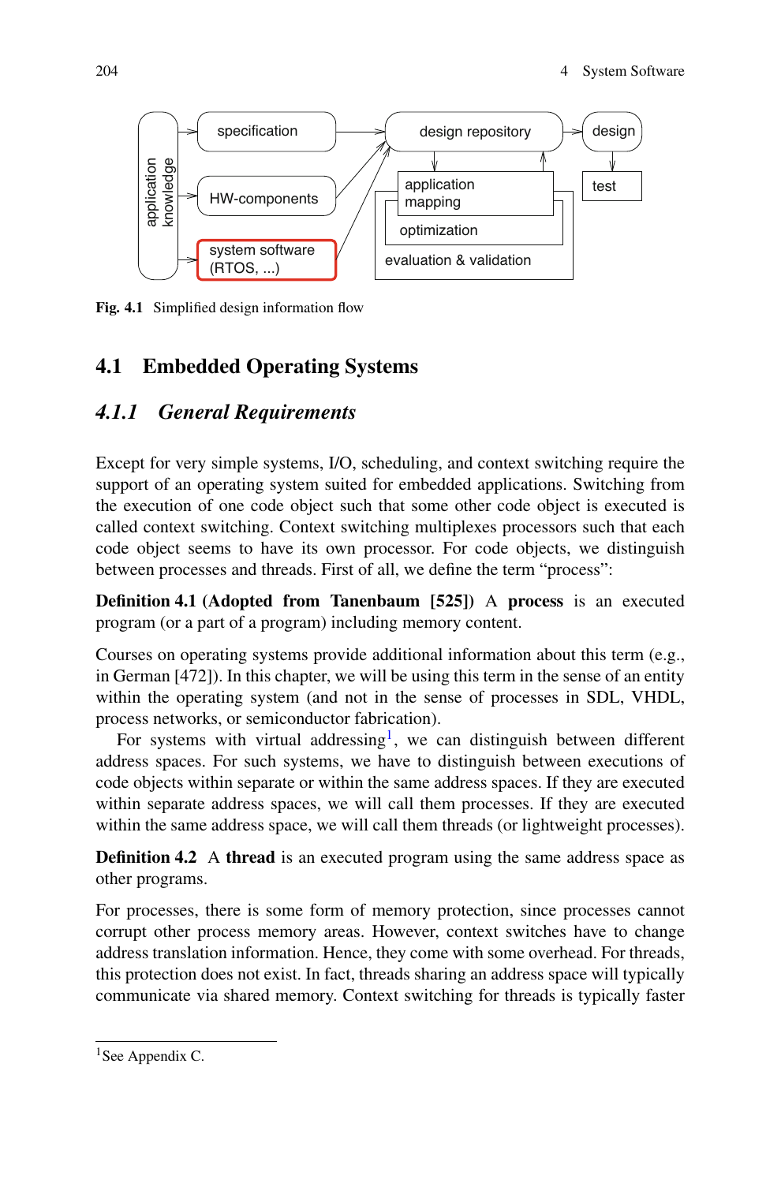Fig. 4.1 Simplified design information flow

## 4.1 Embedded Operating Systems

### 4.1.1 General Requirements

Except for very simple systems, I/O, scheduling, and context switching require the support of an operating system suited for embedded applications. Switching from the execution of one code object such that some other code object is executed is called context switching. Context switching multiplexes processors such that each code object seems to have its own processor. For code objects, we distinguish between processes and threads. First of all, we define the term "process":

**Definition 4.1 (Adopted from Tanenbaum [525])** A **process** is an executed program (or a part of a program) including memory content.

Courses on operating systems provide additional information about this term (e.g., in German [472]). In this chapter, we will be using this term in the sense of an entity within the operating system (and not in the sense of processes in SDL, VHDL, process networks, or semiconductor fabrication).

For systems with virtual addressing[1], we can distinguish between different address spaces. For such systems, we have to distinguish between executions of code objects within separate or within the same address spaces. If they are executed within separate address spaces, we will call them processes. If they are executed within the same address space, we will call them threads (or lightweight processes).

**Definition 4.2** A **thread** is an executed program using the same address space as other programs.

For processes, there is some form of memory protection, since processes cannot corrupt other process memory areas. However, context switches have to change address translation information. Hence, they come with some overhead. For threads, this protection does not exist. In fact, threads sharing an address space will typically communicate via shared memory. Context switching for threads is typically faster

[1] See Appendix C.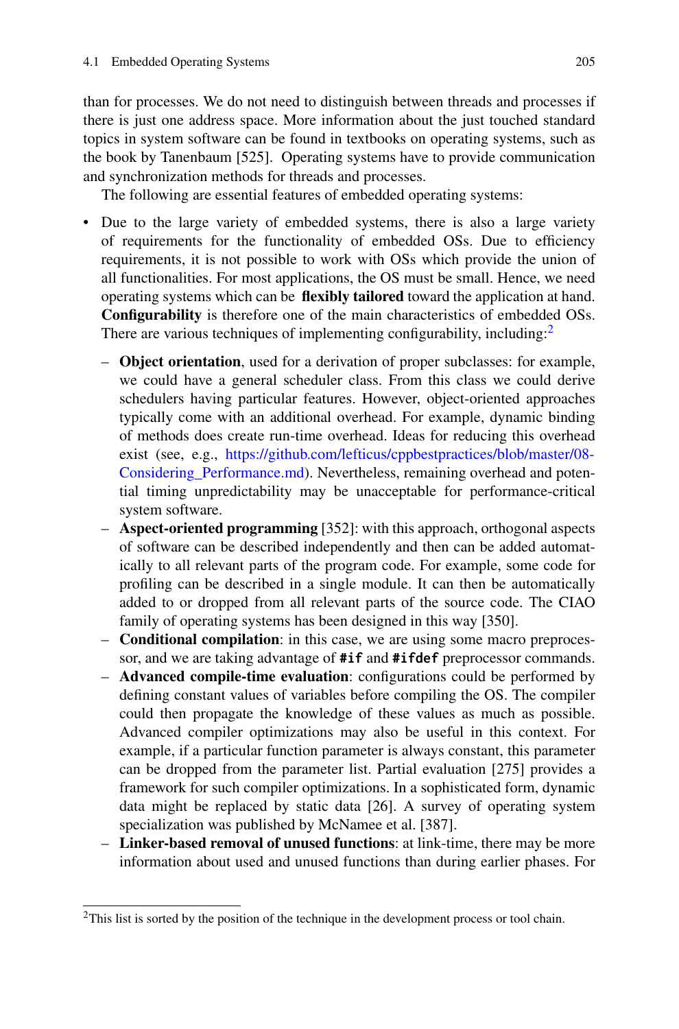than for processes. We do not need to distinguish between threads and processes if there is just one address space. More information about the just touched standard topics in system software can be found in textbooks on operating systems, such as the book by Tanenbaum [525]. Operating systems have to provide communication and synchronization methods for threads and processes.

The following are essential features of embedded operating systems:

- Due to the large variety of embedded systems, there is also a large variety of requirements for the functionality of embedded OSs. Due to efficiency requirements, it is not possible to work with OSs which provide the union of all functionalities. For most applications, the OS must be small. Hence, we need operating systems which can be **flexibly tailored** toward the application at hand. **Configurability** is therefore one of the main characteristics of embedded OSs. There are various techniques of implementing configurability, including:[2]
  - **Object orientation**, used for a derivation of proper subclasses: for example, we could have a general scheduler class. From this class we could derive schedulers having particular features. However, object-oriented approaches typically come with an additional overhead. For example, dynamic binding of methods does create run-time overhead. Ideas for reducing this overhead exist (see, e.g., https://github.com/lefticus/cppbestpractices/blob/master/08-Considering_Performance.md). Nevertheless, remaining overhead and potential timing unpredictability may be unacceptable for performance-critical system software.
  - **Aspect-oriented programming** [352]: with this approach, orthogonal aspects of software can be described independently and then can be added automatically to all relevant parts of the program code. For example, some code for profiling can be described in a single module. It can then be automatically added to or dropped from all relevant parts of the source code. The CIAO family of operating systems has been designed in this way [350].
  - **Conditional compilation**: in this case, we are using some macro preprocessor, and we are taking advantage of `#if` and `#ifdef` preprocessor commands.
  - **Advanced compile-time evaluation**: configurations could be performed by defining constant values of variables before compiling the OS. The compiler could then propagate the knowledge of these values as much as possible. Advanced compiler optimizations may also be useful in this context. For example, if a particular function parameter is always constant, this parameter can be dropped from the parameter list. Partial evaluation [275] provides a framework for such compiler optimizations. In a sophisticated form, dynamic data might be replaced by static data [26]. A survey of operating system specialization was published by McNamee et al. [387].
  - **Linker-based removal of unused functions**: at link-time, there may be more information about used and unused functions than during earlier phases. For

[2] This list is sorted by the position of the technique in the development process or tool chain.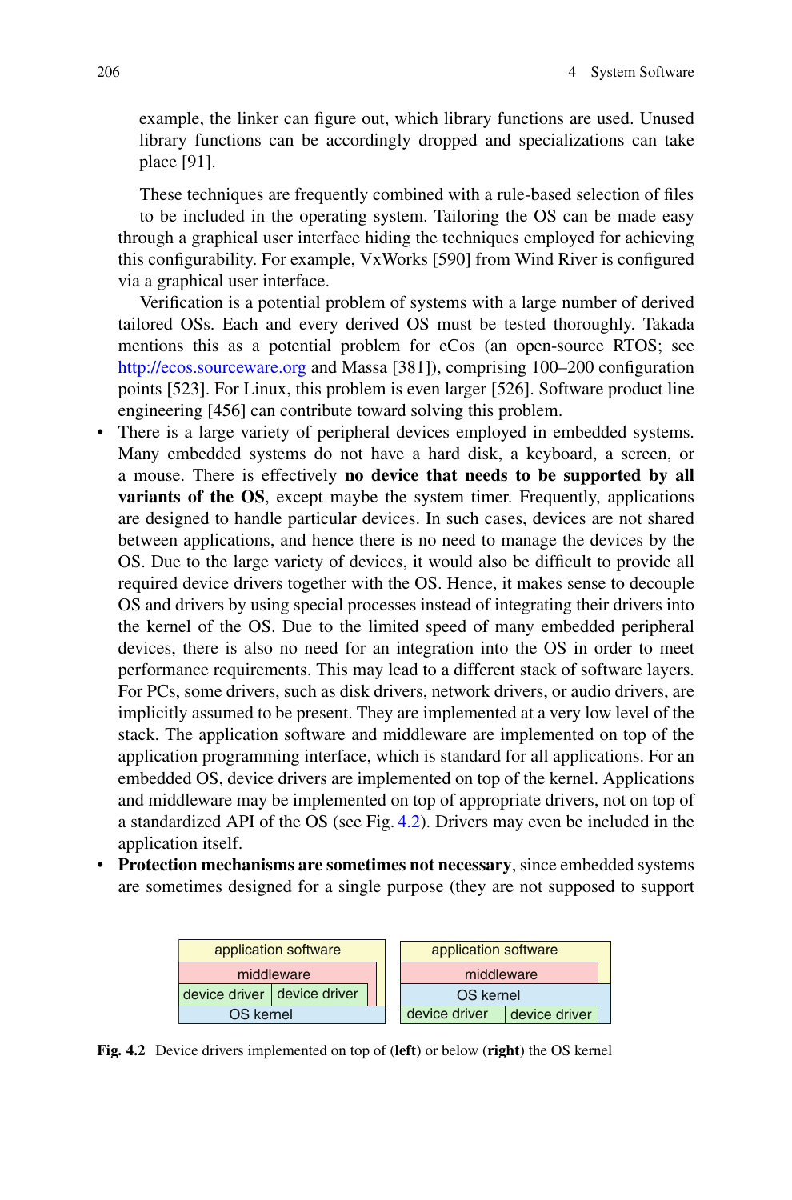example, the linker can figure out, which library functions are used. Unused library functions can be accordingly dropped and specializations can take place [91].

These techniques are frequently combined with a rule-based selection of files to be included in the operating system. Tailoring the OS can be made easy through a graphical user interface hiding the techniques employed for achieving this configurability. For example, VxWorks [590] from Wind River is configured via a graphical user interface.

Verification is a potential problem of systems with a large number of derived tailored OSs. Each and every derived OS must be tested thoroughly. Takada mentions this as a potential problem for eCos (an open-source RTOS; see http://ecos.sourceware.org and Massa [381]), comprising 100–200 configuration points [523]. For Linux, this problem is even larger [526]. Software product line engineering [456] can contribute toward solving this problem.

- There is a large variety of peripheral devices employed in embedded systems. Many embedded systems do not have a hard disk, a keyboard, a screen, or a mouse. There is effectively **no device that needs to be supported by all variants of the OS**, except maybe the system timer. Frequently, applications are designed to handle particular devices. In such cases, devices are not shared between applications, and hence there is no need to manage the devices by the OS. Due to the large variety of devices, it would also be difficult to provide all required device drivers together with the OS. Hence, it makes sense to decouple OS and drivers by using special processes instead of integrating their drivers into the kernel of the OS. Due to the limited speed of many embedded peripheral devices, there is also no need for an integration into the OS in order to meet performance requirements. This may lead to a different stack of software layers. For PCs, some drivers, such as disk drivers, network drivers, or audio drivers, are implicitly assumed to be present. They are implemented at a very low level of the stack. The application software and middleware are implemented on top of the application programming interface, which is standard for all applications. For an embedded OS, device drivers are implemented on top of the kernel. Applications and middleware may be implemented on top of appropriate drivers, not on top of a standardized API of the OS (see Fig. 4.2). Drivers may even be included in the application itself.
- **Protection mechanisms are sometimes not necessary**, since embedded systems are sometimes designed for a single purpose (they are not supposed to support

application software
middleware
device driver
device driver
OS kernel

application software
middleware
OS kernel
device driver
device driver

**Fig. 4.2** Device drivers implemented on top of (**left**) or below (**right**) the OS kernel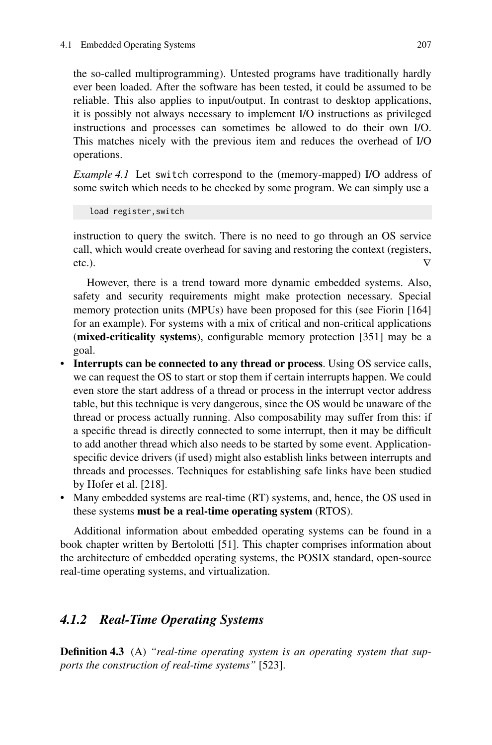the so-called multiprogramming). Untested programs have traditionally hardly ever been loaded. After the software has been tested, it could be assumed to be reliable. This also applies to input/output. In contrast to desktop applications, it is possibly not always necessary to implement I/O instructions as privileged instructions and processes can sometimes be allowed to do their own I/O. This matches nicely with the previous item and reduces the overhead of I/O operations.

*Example 4.1* Let `switch` correspond to the (memory-mapped) I/O address of some switch which needs to be checked by some program. We can simply use a

```
load register,switch
```

instruction to query the switch. There is no need to go through an OS service call, which would create overhead for saving and restoring the context (registers, etc.). $\nabla$

However, there is a trend toward more dynamic embedded systems. Also, safety and security requirements might make protection necessary. Special memory protection units (MPUs) have been proposed for this (see Fiorin [164] for an example). For systems with a mix of critical and non-critical applications (**mixed-criticality systems**), configurable memory protection [351] may be a goal.

- **Interrupts can be connected to any thread or process**. Using OS service calls, we can request the OS to start or stop them if certain interrupts happen. We could even store the start address of a thread or process in the interrupt vector address table, but this technique is very dangerous, since the OS would be unaware of the thread or process actually running. Also composability may suffer from this: if a specific thread is directly connected to some interrupt, then it may be difficult to add another thread which also needs to be started by some event. Application-specific device drivers (if used) might also establish links between interrupts and threads and processes. Techniques for establishing safe links have been studied by Hofer et al. [218].
- Many embedded systems are real-time (RT) systems, and, hence, the OS used in these systems **must be a real-time operating system** (RTOS).

Additional information about embedded operating systems can be found in a book chapter written by Bertolotti [51]. This chapter comprises information about the architecture of embedded operating systems, the POSIX standard, open-source real-time operating systems, and virtualization.

### *4.1.2 Real-Time Operating Systems*

**Definition 4.3** (A) *"real-time operating system is an operating system that supports the construction of real-time systems"* [523].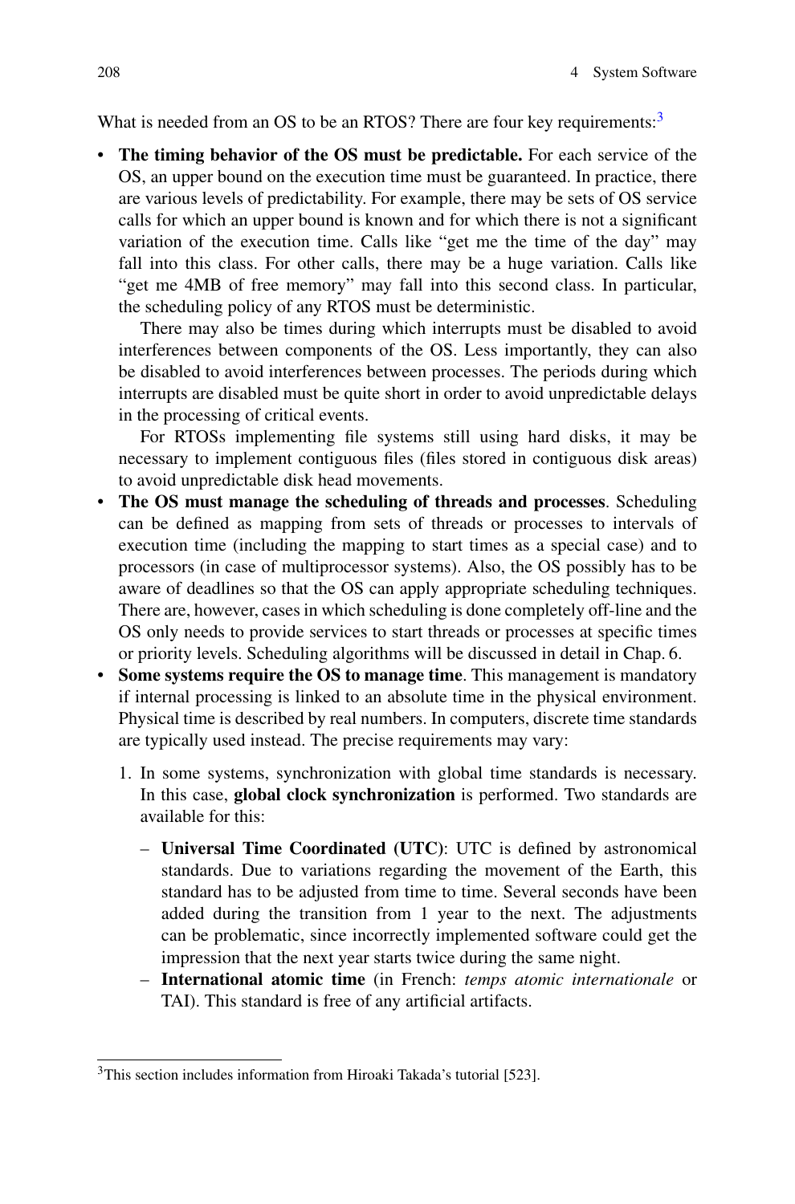What is needed from an OS to be an RTOS? There are four key requirements:[3]

- **The timing behavior of the OS must be predictable.** For each service of the OS, an upper bound on the execution time must be guaranteed. In practice, there are various levels of predictability. For example, there may be sets of OS service calls for which an upper bound is known and for which there is not a significant variation of the execution time. Calls like "get me the time of the day" may fall into this class. For other calls, there may be a huge variation. Calls like "get me 4MB of free memory" may fall into this second class. In particular, the scheduling policy of any RTOS must be deterministic.

  There may also be times during which interrupts must be disabled to avoid interferences between components of the OS. Less importantly, they can also be disabled to avoid interferences between processes. The periods during which interrupts are disabled must be quite short in order to avoid unpredictable delays in the processing of critical events.

  For RTOSs implementing file systems still using hard disks, it may be necessary to implement contiguous files (files stored in contiguous disk areas) to avoid unpredictable disk head movements.
- **The OS must manage the scheduling of threads and processes**. Scheduling can be defined as mapping from sets of threads or processes to intervals of execution time (including the mapping to start times as a special case) and to processors (in case of multiprocessor systems). Also, the OS possibly has to be aware of deadlines so that the OS can apply appropriate scheduling techniques. There are, however, cases in which scheduling is done completely off-line and the OS only needs to provide services to start threads or processes at specific times or priority levels. Scheduling algorithms will be discussed in detail in Chap. 6.
- **Some systems require the OS to manage time**. This management is mandatory if internal processing is linked to an absolute time in the physical environment. Physical time is described by real numbers. In computers, discrete time standards are typically used instead. The precise requirements may vary:

  1. In some systems, synchronization with global time standards is necessary. In this case, **global clock synchronization** is performed. Two standards are available for this:

     – **Universal Time Coordinated (UTC)**: UTC is defined by astronomical standards. Due to variations regarding the movement of the Earth, this standard has to be adjusted from time to time. Several seconds have been added during the transition from 1 year to the next. The adjustments can be problematic, since incorrectly implemented software could get the impression that the next year starts twice during the same night.

     – **International atomic time** (in French: *temps atomic internationale* or TAI). This standard is free of any artificial artifacts.

[3]This section includes information from Hiroaki Takada's tutorial [523].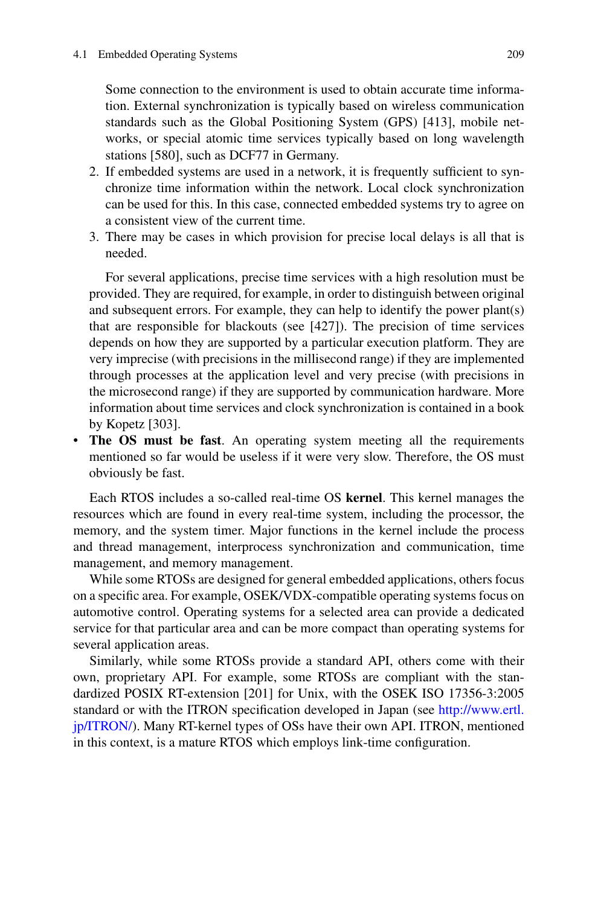Some connection to the environment is used to obtain accurate time information. External synchronization is typically based on wireless communication standards such as the Global Positioning System (GPS) [413], mobile networks, or special atomic time services typically based on long wavelength stations [580], such as DCF77 in Germany.

2. If embedded systems are used in a network, it is frequently sufficient to synchronize time information within the network. Local clock synchronization can be used for this. In this case, connected embedded systems try to agree on a consistent view of the current time.
3. There may be cases in which provision for precise local delays is all that is needed.

For several applications, precise time services with a high resolution must be provided. They are required, for example, in order to distinguish between original and subsequent errors. For example, they can help to identify the power plant(s) that are responsible for blackouts (see [427]). The precision of time services depends on how they are supported by a particular execution platform. They are very imprecise (with precisions in the millisecond range) if they are implemented through processes at the application level and very precise (with precisions in the microsecond range) if they are supported by communication hardware. More information about time services and clock synchronization is contained in a book by Kopetz [303].

- **The OS must be fast**. An operating system meeting all the requirements mentioned so far would be useless if it were very slow. Therefore, the OS must obviously be fast.

Each RTOS includes a so-called real-time OS **kernel**. This kernel manages the resources which are found in every real-time system, including the processor, the memory, and the system timer. Major functions in the kernel include the process and thread management, interprocess synchronization and communication, time management, and memory management.

While some RTOSs are designed for general embedded applications, others focus on a specific area. For example, OSEK/VDX-compatible operating systems focus on automotive control. Operating systems for a selected area can provide a dedicated service for that particular area and can be more compact than operating systems for several application areas.

Similarly, while some RTOSs provide a standard API, others come with their own, proprietary API. For example, some RTOSs are compliant with the standardized POSIX RT-extension [201] for Unix, with the OSEK ISO 17356-3:2005 standard or with the ITRON specification developed in Japan (see http://www.ertl.jp/ITRON/). Many RT-kernel types of OSs have their own API. ITRON, mentioned in this context, is a mature RTOS which employs link-time configuration.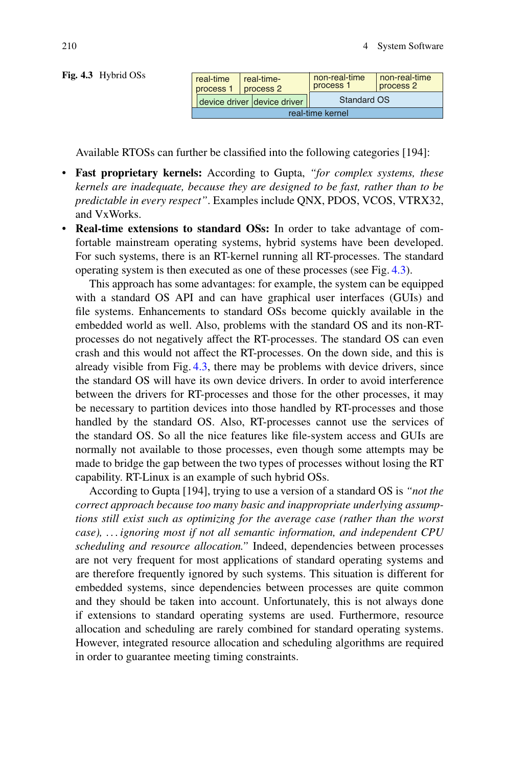**Fig. 4.3** Hybrid OSs

real-time process 1
real-time-process 2
non-real-time process 1
non-real-time process 2
device driver
device driver
Standard OS
real-time kernel

Available RTOSs can further be classified into the following categories [194]:

- **Fast proprietary kernels:** According to Gupta, *"for complex systems, these kernels are inadequate, because they are designed to be fast, rather than to be predictable in every respect"*. Examples include QNX, PDOS, VCOS, VTRX32, and VxWorks.
- **Real-time extensions to standard OSs:** In order to take advantage of comfortable mainstream operating systems, hybrid systems have been developed. For such systems, there is an RT-kernel running all RT-processes. The standard operating system is then executed as one of these processes (see Fig. 4.3).

  This approach has some advantages: for example, the system can be equipped with a standard OS API and can have graphical user interfaces (GUIs) and file systems. Enhancements to standard OSs become quickly available in the embedded world as well. Also, problems with the standard OS and its non-RT-processes do not negatively affect the RT-processes. The standard OS can even crash and this would not affect the RT-processes. On the down side, and this is already visible from Fig. 4.3, there may be problems with device drivers, since the standard OS will have its own device drivers. In order to avoid interference between the drivers for RT-processes and those for the other processes, it may be necessary to partition devices into those handled by RT-processes and those handled by the standard OS. Also, RT-processes cannot use the services of the standard OS. So all the nice features like file-system access and GUIs are normally not available to those processes, even though some attempts may be made to bridge the gap between the two types of processes without losing the RT capability. RT-Linux is an example of such hybrid OSs.

  According to Gupta [194], trying to use a version of a standard OS is *"not the correct approach because too many basic and inappropriate underlying assumptions still exist such as optimizing for the average case (rather than the worst case), ... ignoring most if not all semantic information, and independent CPU scheduling and resource allocation."* Indeed, dependencies between processes are not very frequent for most applications of standard operating systems and are therefore frequently ignored by such systems. This situation is different for embedded systems, since dependencies between processes are quite common and they should be taken into account. Unfortunately, this is not always done if extensions to standard operating systems are used. Furthermore, resource allocation and scheduling are rarely combined for standard operating systems. However, integrated resource allocation and scheduling algorithms are required in order to guarantee meeting timing constraints.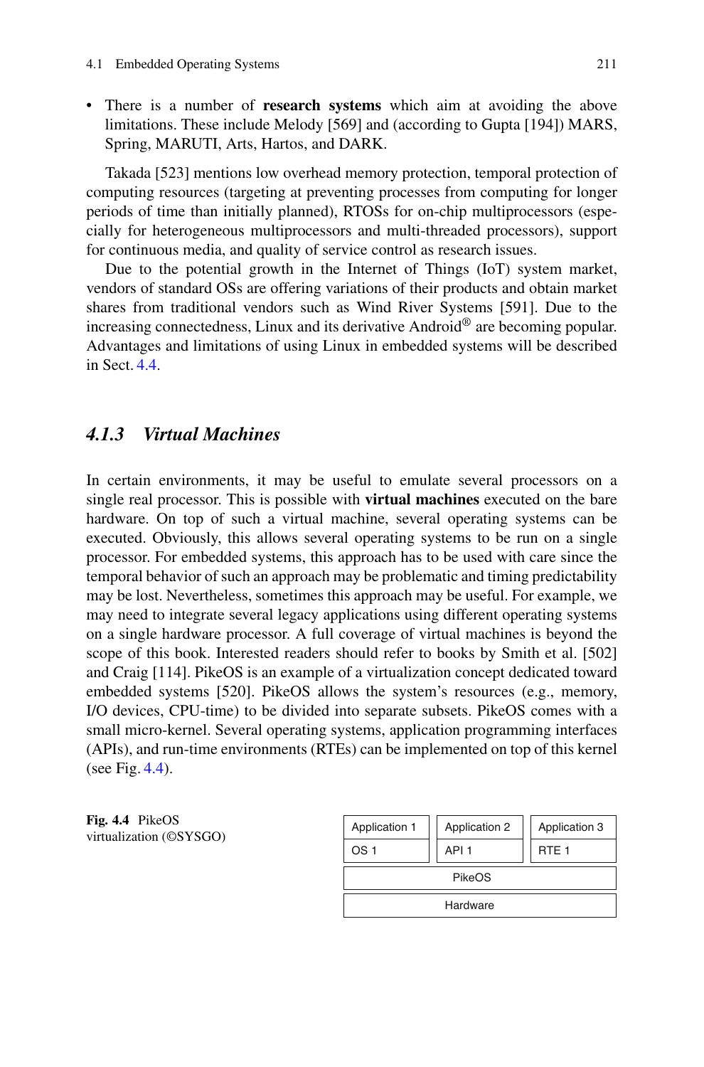- There is a number of **research systems** which aim at avoiding the above limitations. These include Melody [569] and (according to Gupta [194]) MARS, Spring, MARUTI, Arts, Hartos, and DARK.

Takada [523] mentions low overhead memory protection, temporal protection of computing resources (targeting at preventing processes from computing for longer periods of time than initially planned), RTOSs for on-chip multiprocessors (especially for heterogeneous multiprocessors and multi-threaded processors), support for continuous media, and quality of service control as research issues.

Due to the potential growth in the Internet of Things (IoT) system market, vendors of standard OSs are offering variations of their products and obtain market shares from traditional vendors such as Wind River Systems [591]. Due to the increasing connectedness, Linux and its derivative Android® are becoming popular. Advantages and limitations of using Linux in embedded systems will be described in Sect. 4.4.

### *4.1.3 Virtual Machines*

In certain environments, it may be useful to emulate several processors on a single real processor. This is possible with **virtual machines** executed on the bare hardware. On top of such a virtual machine, several operating systems can be executed. Obviously, this allows several operating systems to be run on a single processor. For embedded systems, this approach has to be used with care since the temporal behavior of such an approach may be problematic and timing predictability may be lost. Nevertheless, sometimes this approach may be useful. For example, we may need to integrate several legacy applications using different operating systems on a single hardware processor. A full coverage of virtual machines is beyond the scope of this book. Interested readers should refer to books by Smith et al. [502] and Craig [114]. PikeOS is an example of a virtualization concept dedicated toward embedded systems [520]. PikeOS allows the system's resources (e.g., memory, I/O devices, CPU-time) to be divided into separate subsets. PikeOS comes with a small micro-kernel. Several operating systems, application programming interfaces (APIs), and run-time environments (RTEs) can be implemented on top of this kernel (see Fig. 4.4).

Application 1 | Application 2 | Application 3
OS 1 | API 1 | RTE 1
PikeOS
Hardware

**Fig. 4.4** PikeOS virtualization (©SYSGO)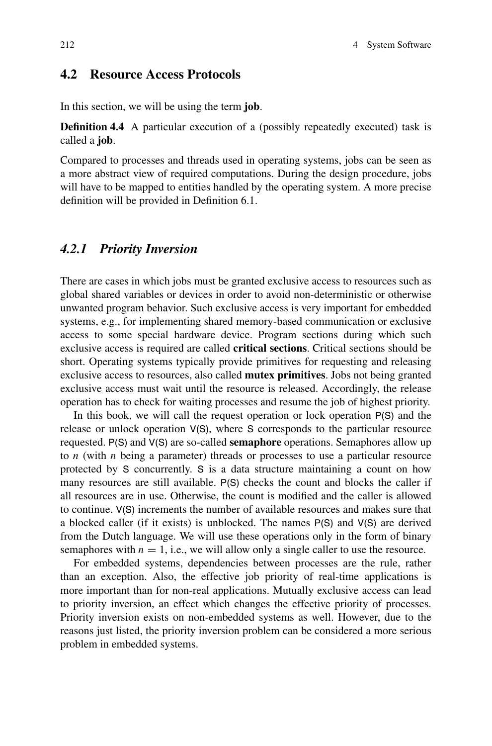## 4.2 Resource Access Protocols

In this section, we will be using the term **job**.

**Definition 4.4** A particular execution of a (possibly repeatedly executed) task is called a **job**.

Compared to processes and threads used in operating systems, jobs can be seen as a more abstract view of required computations. During the design procedure, jobs will have to be mapped to entities handled by the operating system. A more precise definition will be provided in Definition 6.1.

### *4.2.1 Priority Inversion*

There are cases in which jobs must be granted exclusive access to resources such as global shared variables or devices in order to avoid non-deterministic or otherwise unwanted program behavior. Such exclusive access is very important for embedded systems, e.g., for implementing shared memory-based communication or exclusive access to some special hardware device. Program sections during which such exclusive access is required are called **critical sections**. Critical sections should be short. Operating systems typically provide primitives for requesting and releasing exclusive access to resources, also called **mutex primitives**. Jobs not being granted exclusive access must wait until the resource is released. Accordingly, the release operation has to check for waiting processes and resume the job of highest priority.

In this book, we will call the request operation or lock operation P(S) and the release or unlock operation V(S), where S corresponds to the particular resource requested. P(S) and V(S) are so-called **semaphore** operations. Semaphores allow up to $n$ (with $n$ being a parameter) threads or processes to use a particular resource protected by S concurrently. S is a data structure maintaining a count on how many resources are still available. P(S) checks the count and blocks the caller if all resources are in use. Otherwise, the count is modified and the caller is allowed to continue. V(S) increments the number of available resources and makes sure that a blocked caller (if it exists) is unblocked. The names P(S) and V(S) are derived from the Dutch language. We will use these operations only in the form of binary semaphores with $n = 1$, i.e., we will allow only a single caller to use the resource.

For embedded systems, dependencies between processes are the rule, rather than an exception. Also, the effective job priority of real-time applications is more important than for non-real applications. Mutually exclusive access can lead to priority inversion, an effect which changes the effective priority of processes. Priority inversion exists on non-embedded systems as well. However, due to the reasons just listed, the priority inversion problem can be considered a more serious problem in embedded systems.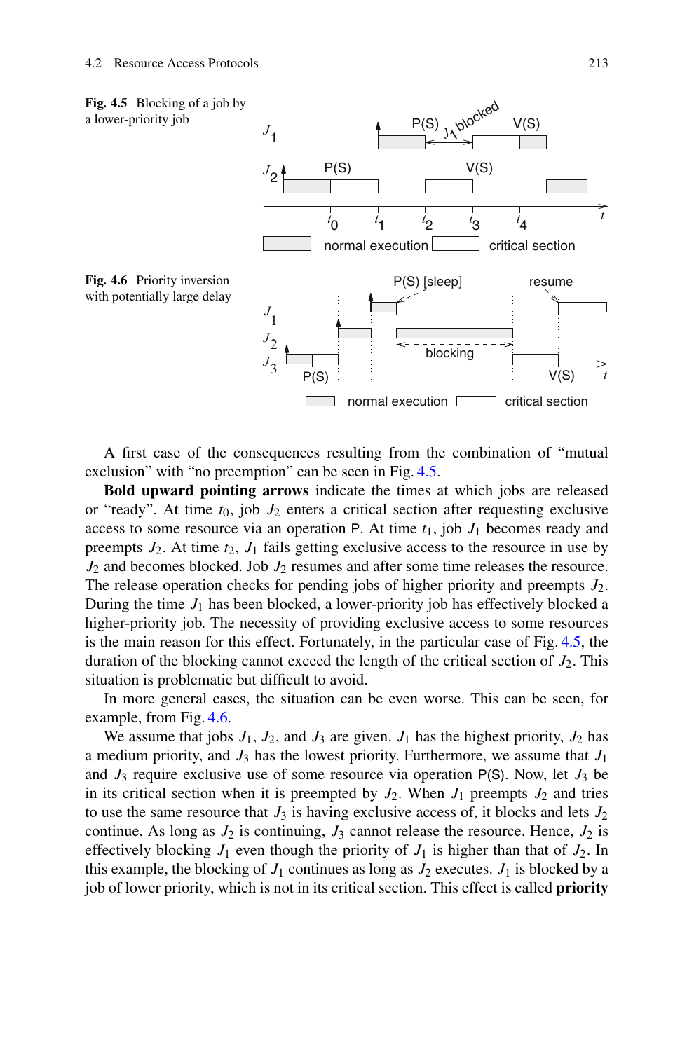**Fig. 4.5** Blocking of a job by a lower-priority job

**Fig. 4.6** Priority inversion with potentially large delay

A first case of the consequences resulting from the combination of "mutual exclusion" with "no preemption" can be seen in Fig. 4.5.

**Bold upward pointing arrows** indicate the times at which jobs are released or "ready". At time $t_0$, job $J_2$ enters a critical section after requesting exclusive access to some resource via an operation P. At time $t_1$, job $J_1$ becomes ready and preempts $J_2$. At time $t_2$, $J_1$ fails getting exclusive access to the resource in use by $J_2$ and becomes blocked. Job $J_2$ resumes and after some time releases the resource. The release operation checks for pending jobs of higher priority and preempts $J_2$. During the time $J_1$ has been blocked, a lower-priority job has effectively blocked a higher-priority job. The necessity of providing exclusive access to some resources is the main reason for this effect. Fortunately, in the particular case of Fig. 4.5, the duration of the blocking cannot exceed the length of the critical section of $J_2$. This situation is problematic but difficult to avoid.

In more general cases, the situation can be even worse. This can be seen, for example, from Fig. 4.6.

We assume that jobs $J_1$, $J_2$, and $J_3$ are given. $J_1$ has the highest priority, $J_2$ has a medium priority, and $J_3$ has the lowest priority. Furthermore, we assume that $J_1$ and $J_3$ require exclusive use of some resource via operation P(S). Now, let $J_3$ be in its critical section when it is preempted by $J_2$. When $J_1$ preempts $J_2$ and tries to use the same resource that $J_3$ is having exclusive access of, it blocks and lets $J_2$ continue. As long as $J_2$ is continuing, $J_3$ cannot release the resource. Hence, $J_2$ is effectively blocking $J_1$ even though the priority of $J_1$ is higher than that of $J_2$. In this example, the blocking of $J_1$ continues as long as $J_2$ executes. $J_1$ is blocked by a job of lower priority, which is not in its critical section. This effect is called **priority**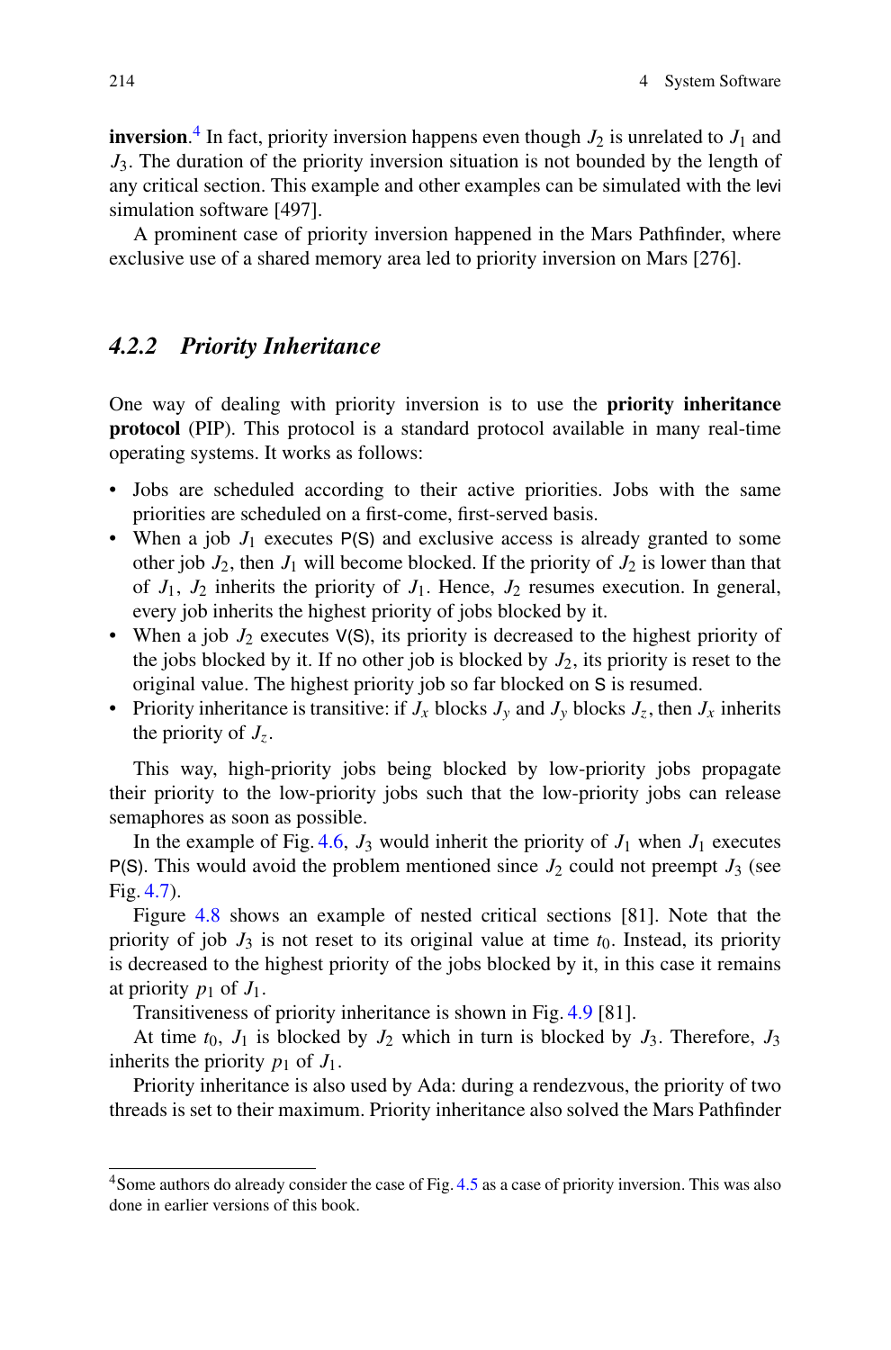**inversion**.[4] In fact, priority inversion happens even though $J_2$ is unrelated to $J_1$ and $J_3$. The duration of the priority inversion situation is not bounded by the length of any critical section. This example and other examples can be simulated with the levi simulation software [497].

A prominent case of priority inversion happened in the Mars Pathfinder, where exclusive use of a shared memory area led to priority inversion on Mars [276].

### *4.2.2 Priority Inheritance*

One way of dealing with priority inversion is to use the **priority inheritance protocol** (PIP). This protocol is a standard protocol available in many real-time operating systems. It works as follows:

- Jobs are scheduled according to their active priorities. Jobs with the same priorities are scheduled on a first-come, first-served basis.
- When a job $J_1$ executes P(S) and exclusive access is already granted to some other job $J_2$, then $J_1$ will become blocked. If the priority of $J_2$ is lower than that of $J_1$, $J_2$ inherits the priority of $J_1$. Hence, $J_2$ resumes execution. In general, every job inherits the highest priority of jobs blocked by it.
- When a job $J_2$ executes V(S), its priority is decreased to the highest priority of the jobs blocked by it. If no other job is blocked by $J_2$, its priority is reset to the original value. The highest priority job so far blocked on S is resumed.
- Priority inheritance is transitive: if $J_x$ blocks $J_y$ and $J_y$ blocks $J_z$, then $J_x$ inherits the priority of $J_z$.

This way, high-priority jobs being blocked by low-priority jobs propagate their priority to the low-priority jobs such that the low-priority jobs can release semaphores as soon as possible.

In the example of Fig. 4.6, $J_3$ would inherit the priority of $J_1$ when $J_1$ executes P(S). This would avoid the problem mentioned since $J_2$ could not preempt $J_3$ (see Fig. 4.7).

Figure 4.8 shows an example of nested critical sections [81]. Note that the priority of job $J_3$ is not reset to its original value at time $t_0$. Instead, its priority is decreased to the highest priority of the jobs blocked by it, in this case it remains at priority $p_1$ of $J_1$.

Transitiveness of priority inheritance is shown in Fig. 4.9 [81].

At time $t_0$, $J_1$ is blocked by $J_2$ which in turn is blocked by $J_3$. Therefore, $J_3$ inherits the priority $p_1$ of $J_1$.

Priority inheritance is also used by Ada: during a rendezvous, the priority of two threads is set to their maximum. Priority inheritance also solved the Mars Pathfinder

---

[4] Some authors do already consider the case of Fig. 4.5 as a case of priority inversion. This was also done in earlier versions of this book.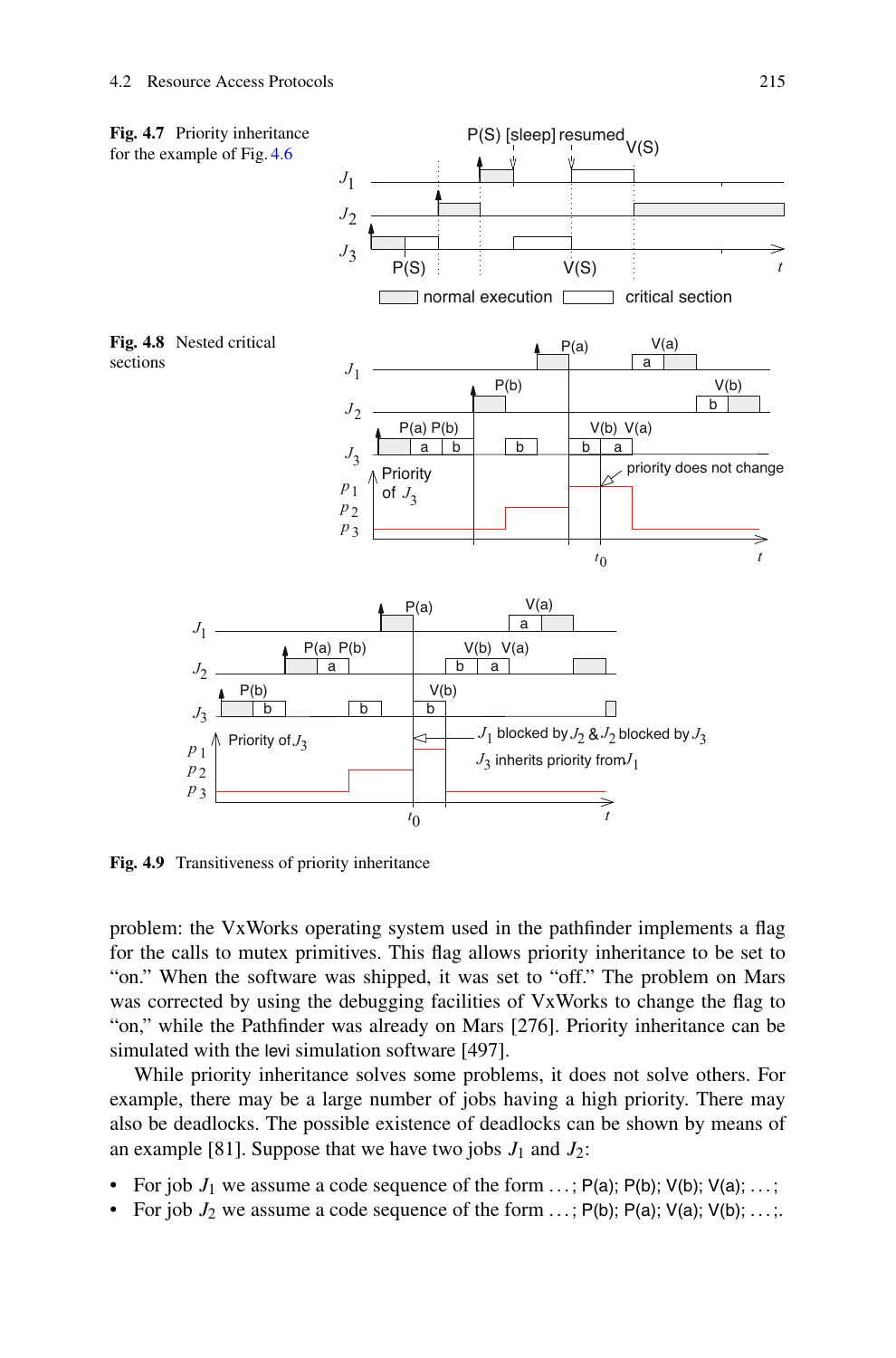**Fig. 4.7** Priority inheritance for the example of Fig. 4.6

**Fig. 4.8** Nested critical sections

**Fig. 4.9** Transitiveness of priority inheritance

problem: the VxWorks operating system used in the pathfinder implements a flag for the calls to mutex primitives. This flag allows priority inheritance to be set to "on." When the software was shipped, it was set to "off." The problem on Mars was corrected by using the debugging facilities of VxWorks to change the flag to "on," while the Pathfinder was already on Mars [276]. Priority inheritance can be simulated with the levi simulation software [497].

While priority inheritance solves some problems, it does not solve others. For example, there may be a large number of jobs having a high priority. There may also be deadlocks. The possible existence of deadlocks can be shown by means of an example [81]. Suppose that we have two jobs $J_1$ and $J_2$:

- For job $J_1$ we assume a code sequence of the form ...; P(a); P(b); V(b); V(a); ...;
- For job $J_2$ we assume a code sequence of the form ...; P(b); P(a); V(a); V(b); ...;.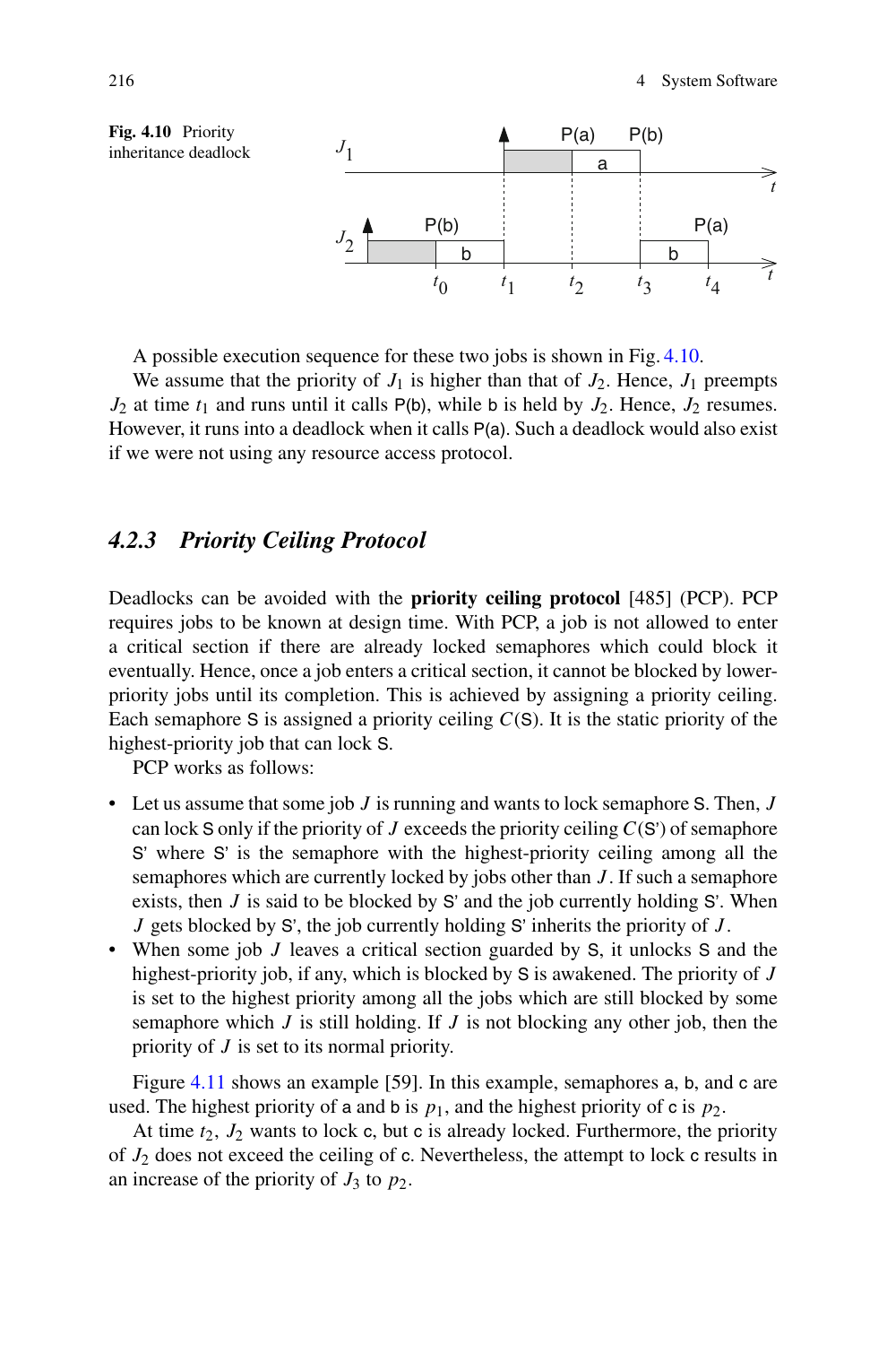**Fig. 4.10** Priority inheritance deadlock

$J_1$

P(a)
P(b)
a
$t$

$J_2$

P(b)
b
b
P(a)
$t_0$
$t_1$
$t_2$
$t_3$
$t_4$
$t$

A possible execution sequence for these two jobs is shown in Fig. 4.10.

We assume that the priority of $J_1$ is higher than that of $J_2$. Hence, $J_1$ preempts $J_2$ at time $t_1$ and runs until it calls P(b), while b is held by $J_2$. Hence, $J_2$ resumes. However, it runs into a deadlock when it calls P(a). Such a deadlock would also exist if we were not using any resource access protocol.

### *4.2.3 Priority Ceiling Protocol*

Deadlocks can be avoided with the **priority ceiling protocol** [485] (PCP). PCP requires jobs to be known at design time. With PCP, a job is not allowed to enter a critical section if there are already locked semaphores which could block it eventually. Hence, once a job enters a critical section, it cannot be blocked by lower-priority jobs until its completion. This is achieved by assigning a priority ceiling. Each semaphore S is assigned a priority ceiling $C$(S). It is the static priority of the highest-priority job that can lock S.

PCP works as follows:

- Let us assume that some job $J$ is running and wants to lock semaphore S. Then, $J$ can lock S only if the priority of $J$ exceeds the priority ceiling $C$(S') of semaphore S' where S' is the semaphore with the highest-priority ceiling among all the semaphores which are currently locked by jobs other than $J$. If such a semaphore exists, then $J$ is said to be blocked by S' and the job currently holding S'. When $J$ gets blocked by S', the job currently holding S' inherits the priority of $J$.
- When some job $J$ leaves a critical section guarded by S, it unlocks S and the highest-priority job, if any, which is blocked by S is awakened. The priority of $J$ is set to the highest priority among all the jobs which are still blocked by some semaphore which $J$ is still holding. If $J$ is not blocking any other job, then the priority of $J$ is set to its normal priority.

Figure 4.11 shows an example [59]. In this example, semaphores a, b, and c are used. The highest priority of a and b is $p_1$, and the highest priority of c is $p_2$.

At time $t_2$, $J_2$ wants to lock c, but c is already locked. Furthermore, the priority of $J_2$ does not exceed the ceiling of c. Nevertheless, the attempt to lock c results in an increase of the priority of $J_3$ to $p_2$.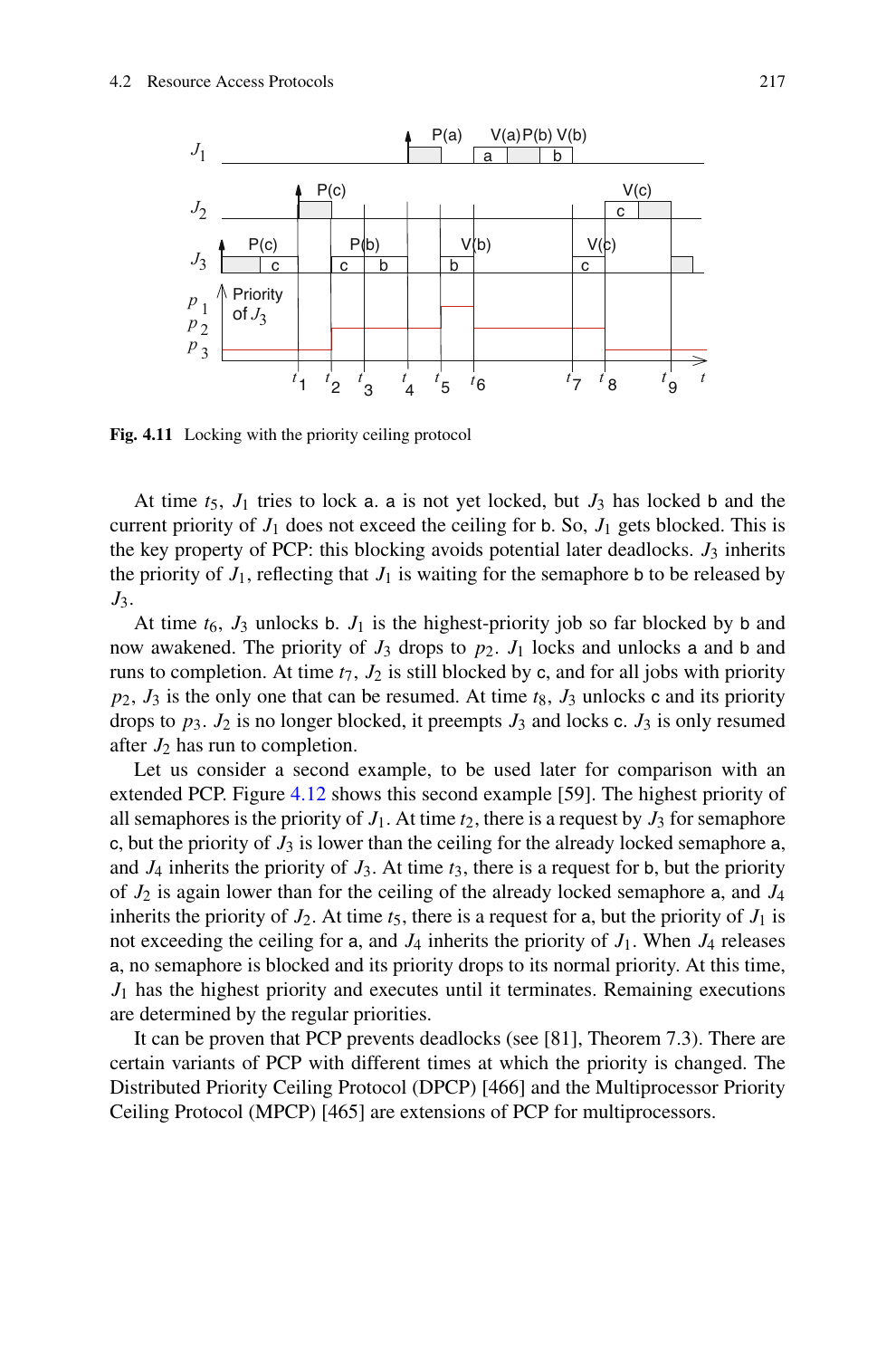Fig. 4.11 Locking with the priority ceiling protocol

At time $t_5$, $J_1$ tries to lock a. a is not yet locked, but $J_3$ has locked b and the current priority of $J_1$ does not exceed the ceiling for b. So, $J_1$ gets blocked. This is the key property of PCP: this blocking avoids potential later deadlocks. $J_3$ inherits the priority of $J_1$, reflecting that $J_1$ is waiting for the semaphore b to be released by $J_3$.

At time $t_6$, $J_3$ unlocks b. $J_1$ is the highest-priority job so far blocked by b and now awakened. The priority of $J_3$ drops to $p_2$. $J_1$ locks and unlocks a and b and runs to completion. At time $t_7$, $J_2$ is still blocked by c, and for all jobs with priority $p_2$, $J_3$ is the only one that can be resumed. At time $t_8$, $J_3$ unlocks c and its priority drops to $p_3$. $J_2$ is no longer blocked, it preempts $J_3$ and locks c. $J_3$ is only resumed after $J_2$ has run to completion.

Let us consider a second example, to be used later for comparison with an extended PCP. Figure 4.12 shows this second example [59]. The highest priority of all semaphores is the priority of $J_1$. At time $t_2$, there is a request by $J_3$ for semaphore c, but the priority of $J_3$ is lower than the ceiling for the already locked semaphore a, and $J_4$ inherits the priority of $J_3$. At time $t_3$, there is a request for b, but the priority of $J_2$ is again lower than for the ceiling of the already locked semaphore a, and $J_4$ inherits the priority of $J_2$. At time $t_5$, there is a request for a, but the priority of $J_1$ is not exceeding the ceiling for a, and $J_4$ inherits the priority of $J_1$. When $J_4$ releases a, no semaphore is blocked and its priority drops to its normal priority. At this time, $J_1$ has the highest priority and executes until it terminates. Remaining executions are determined by the regular priorities.

It can be proven that PCP prevents deadlocks (see [81], Theorem 7.3). There are certain variants of PCP with different times at which the priority is changed. The Distributed Priority Ceiling Protocol (DPCP) [466] and the Multiprocessor Priority Ceiling Protocol (MPCP) [465] are extensions of PCP for multiprocessors.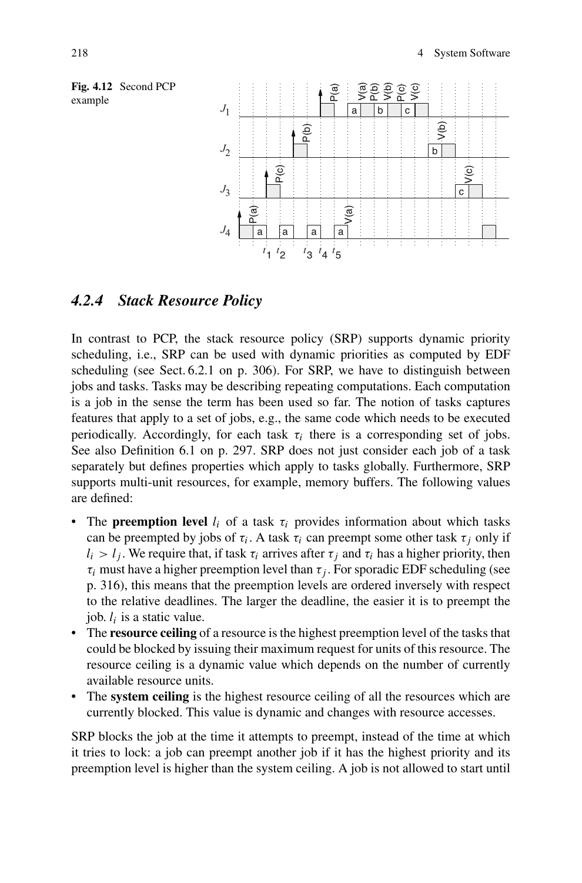**Fig. 4.12** Second PCP example

## 4.2.4 Stack Resource Policy

In contrast to PCP, the stack resource policy (SRP) supports dynamic priority scheduling, i.e., SRP can be used with dynamic priorities as computed by EDF scheduling (see Sect. 6.2.1 on p. 306). For SRP, we have to distinguish between jobs and tasks. Tasks may be describing repeating computations. Each computation is a job in the sense the term has been used so far. The notion of tasks captures features that apply to a set of jobs, e.g., the same code which needs to be executed periodically. Accordingly, for each task $\tau_i$ there is a corresponding set of jobs. See also Definition 6.1 on p. 297. SRP does not just consider each job of a task separately but defines properties which apply to tasks globally. Furthermore, SRP supports multi-unit resources, for example, memory buffers. The following values are defined:

- The **preemption level** $l_i$ of a task $\tau_i$ provides information about which tasks can be preempted by jobs of $\tau_i$. A task $\tau_i$ can preempt some other task $\tau_j$ only if $l_i > l_j$. We require that, if task $\tau_i$ arrives after $\tau_j$ and $\tau_i$ has a higher priority, then $\tau_i$ must have a higher preemption level than $\tau_j$. For sporadic EDF scheduling (see p. 316), this means that the preemption levels are ordered inversely with respect to the relative deadlines. The larger the deadline, the easier it is to preempt the job. $l_i$ is a static value.
- The **resource ceiling** of a resource is the highest preemption level of the tasks that could be blocked by issuing their maximum request for units of this resource. The resource ceiling is a dynamic value which depends on the number of currently available resource units.
- The **system ceiling** is the highest resource ceiling of all the resources which are currently blocked. This value is dynamic and changes with resource accesses.

SRP blocks the job at the time it attempts to preempt, instead of the time at which it tries to lock: a job can preempt another job if it has the highest priority and its preemption level is higher than the system ceiling. A job is not allowed to start until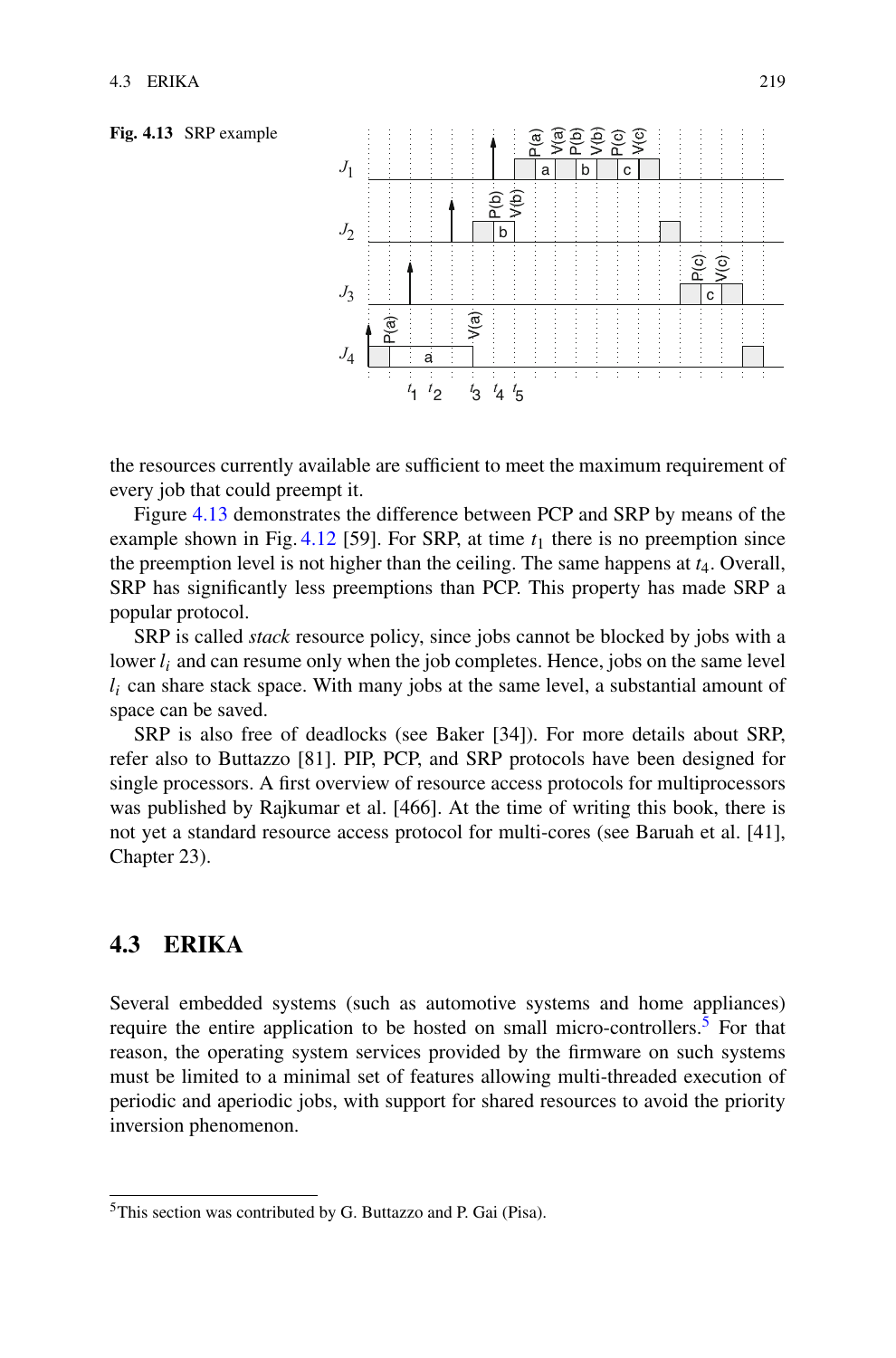**Fig. 4.13** SRP example

the resources currently available are sufficient to meet the maximum requirement of every job that could preempt it.

Figure 4.13 demonstrates the difference between PCP and SRP by means of the example shown in Fig. 4.12 [59]. For SRP, at time $t_1$ there is no preemption since the preemption level is not higher than the ceiling. The same happens at $t_4$. Overall, SRP has significantly less preemptions than PCP. This property has made SRP a popular protocol.

SRP is called *stack* resource policy, since jobs cannot be blocked by jobs with a lower $l_i$ and can resume only when the job completes. Hence, jobs on the same level $l_i$ can share stack space. With many jobs at the same level, a substantial amount of space can be saved.

SRP is also free of deadlocks (see Baker [34]). For more details about SRP, refer also to Buttazzo [81]. PIP, PCP, and SRP protocols have been designed for single processors. A first overview of resource access protocols for multiprocessors was published by Rajkumar et al. [466]. At the time of writing this book, there is not yet a standard resource access protocol for multi-cores (see Baruah et al. [41], Chapter 23).

## 4.3 ERIKA

Several embedded systems (such as automotive systems and home appliances) require the entire application to be hosted on small micro-controllers.[5] For that reason, the operating system services provided by the firmware on such systems must be limited to a minimal set of features allowing multi-threaded execution of periodic and aperiodic jobs, with support for shared resources to avoid the priority inversion phenomenon.

[5] This section was contributed by G. Buttazzo and P. Gai (Pisa).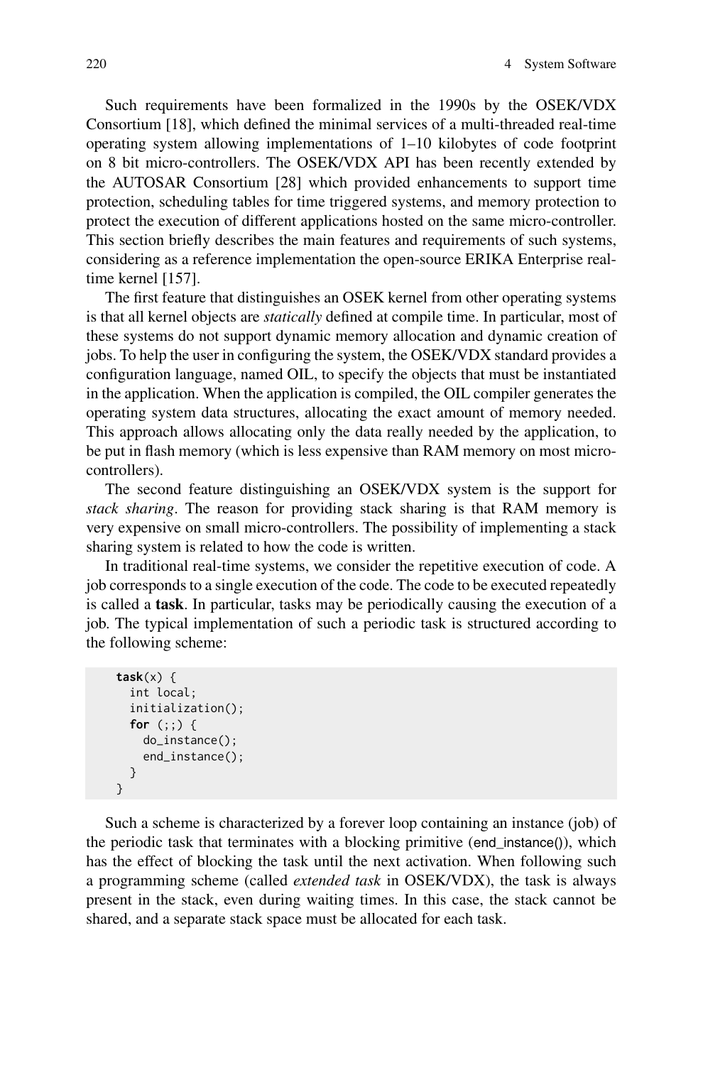Such requirements have been formalized in the 1990s by the OSEK/VDX Consortium [18], which defined the minimal services of a multi-threaded real-time operating system allowing implementations of 1–10 kilobytes of code footprint on 8 bit micro-controllers. The OSEK/VDX API has been recently extended by the AUTOSAR Consortium [28] which provided enhancements to support time protection, scheduling tables for time triggered systems, and memory protection to protect the execution of different applications hosted on the same micro-controller. This section briefly describes the main features and requirements of such systems, considering as a reference implementation the open-source ERIKA Enterprise real-time kernel [157].

The first feature that distinguishes an OSEK kernel from other operating systems is that all kernel objects are *statically* defined at compile time. In particular, most of these systems do not support dynamic memory allocation and dynamic creation of jobs. To help the user in configuring the system, the OSEK/VDX standard provides a configuration language, named OIL, to specify the objects that must be instantiated in the application. When the application is compiled, the OIL compiler generates the operating system data structures, allocating the exact amount of memory needed. This approach allows allocating only the data really needed by the application, to be put in flash memory (which is less expensive than RAM memory on most micro-controllers).

The second feature distinguishing an OSEK/VDX system is the support for *stack sharing*. The reason for providing stack sharing is that RAM memory is very expensive on small micro-controllers. The possibility of implementing a stack sharing system is related to how the code is written.

In traditional real-time systems, we consider the repetitive execution of code. A job corresponds to a single execution of the code. The code to be executed repeatedly is called a **task**. In particular, tasks may be periodically causing the execution of a job. The typical implementation of such a periodic task is structured according to the following scheme:

```
task(x) {
  int local;
  initialization();
  for (;;) {
    do_instance();
    end_instance();
  }
}
```

Such a scheme is characterized by a forever loop containing an instance (job) of the periodic task that terminates with a blocking primitive (end_instance()), which has the effect of blocking the task until the next activation. When following such a programming scheme (called *extended task* in OSEK/VDX), the task is always present in the stack, even during waiting times. In this case, the stack cannot be shared, and a separate stack space must be allocated for each task.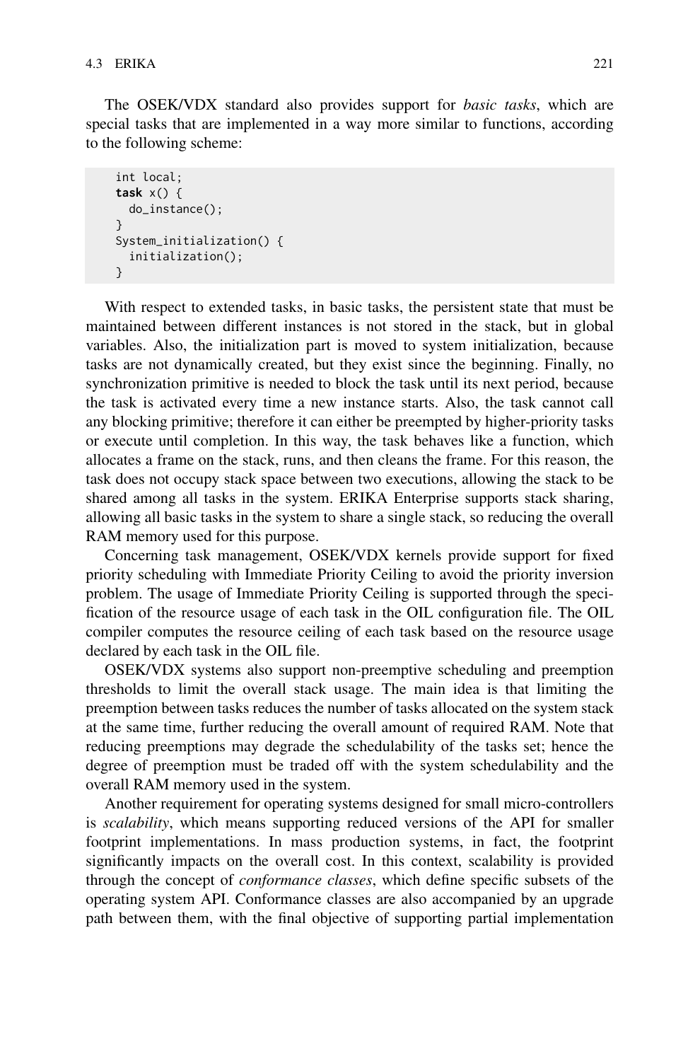The OSEK/VDX standard also provides support for *basic tasks*, which are special tasks that are implemented in a way more similar to functions, according to the following scheme:

```
int local;
task x() {
  do_instance();
}
System_initialization() {
  initialization();
}
```

With respect to extended tasks, in basic tasks, the persistent state that must be maintained between different instances is not stored in the stack, but in global variables. Also, the initialization part is moved to system initialization, because tasks are not dynamically created, but they exist since the beginning. Finally, no synchronization primitive is needed to block the task until its next period, because the task is activated every time a new instance starts. Also, the task cannot call any blocking primitive; therefore it can either be preempted by higher-priority tasks or execute until completion. In this way, the task behaves like a function, which allocates a frame on the stack, runs, and then cleans the frame. For this reason, the task does not occupy stack space between two executions, allowing the stack to be shared among all tasks in the system. ERIKA Enterprise supports stack sharing, allowing all basic tasks in the system to share a single stack, so reducing the overall RAM memory used for this purpose.

Concerning task management, OSEK/VDX kernels provide support for fixed priority scheduling with Immediate Priority Ceiling to avoid the priority inversion problem. The usage of Immediate Priority Ceiling is supported through the specification of the resource usage of each task in the OIL configuration file. The OIL compiler computes the resource ceiling of each task based on the resource usage declared by each task in the OIL file.

OSEK/VDX systems also support non-preemptive scheduling and preemption thresholds to limit the overall stack usage. The main idea is that limiting the preemption between tasks reduces the number of tasks allocated on the system stack at the same time, further reducing the overall amount of required RAM. Note that reducing preemptions may degrade the schedulability of the tasks set; hence the degree of preemption must be traded off with the system schedulability and the overall RAM memory used in the system.

Another requirement for operating systems designed for small micro-controllers is *scalability*, which means supporting reduced versions of the API for smaller footprint implementations. In mass production systems, in fact, the footprint significantly impacts on the overall cost. In this context, scalability is provided through the concept of *conformance classes*, which define specific subsets of the operating system API. Conformance classes are also accompanied by an upgrade path between them, with the final objective of supporting partial implementation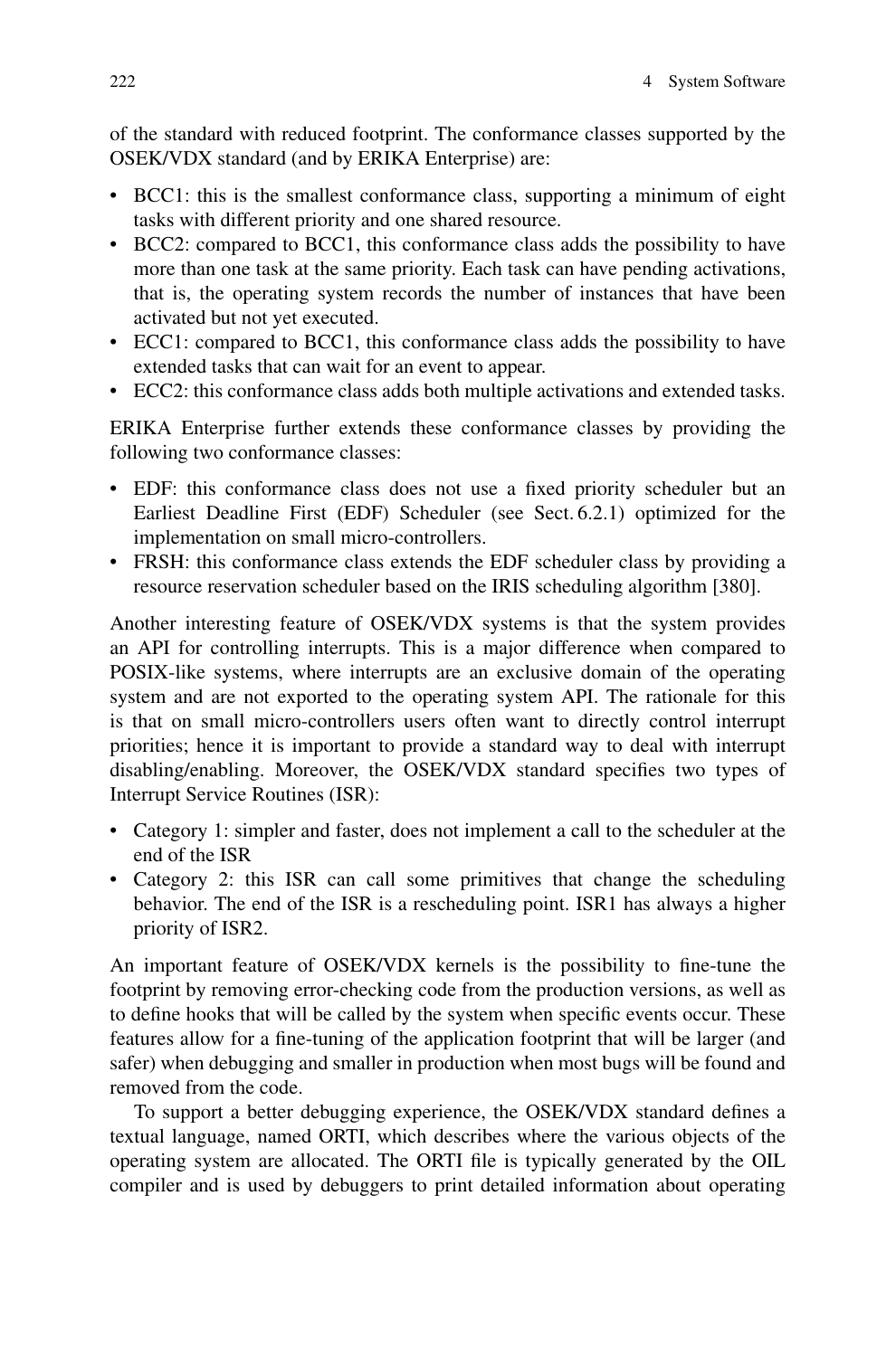of the standard with reduced footprint. The conformance classes supported by the OSEK/VDX standard (and by ERIKA Enterprise) are:

- BCC1: this is the smallest conformance class, supporting a minimum of eight tasks with different priority and one shared resource.
- BCC2: compared to BCC1, this conformance class adds the possibility to have more than one task at the same priority. Each task can have pending activations, that is, the operating system records the number of instances that have been activated but not yet executed.
- ECC1: compared to BCC1, this conformance class adds the possibility to have extended tasks that can wait for an event to appear.
- ECC2: this conformance class adds both multiple activations and extended tasks.

ERIKA Enterprise further extends these conformance classes by providing the following two conformance classes:

- EDF: this conformance class does not use a fixed priority scheduler but an Earliest Deadline First (EDF) Scheduler (see Sect. 6.2.1) optimized for the implementation on small micro-controllers.
- FRSH: this conformance class extends the EDF scheduler class by providing a resource reservation scheduler based on the IRIS scheduling algorithm [380].

Another interesting feature of OSEK/VDX systems is that the system provides an API for controlling interrupts. This is a major difference when compared to POSIX-like systems, where interrupts are an exclusive domain of the operating system and are not exported to the operating system API. The rationale for this is that on small micro-controllers users often want to directly control interrupt priorities; hence it is important to provide a standard way to deal with interrupt disabling/enabling. Moreover, the OSEK/VDX standard specifies two types of Interrupt Service Routines (ISR):

- Category 1: simpler and faster, does not implement a call to the scheduler at the end of the ISR
- Category 2: this ISR can call some primitives that change the scheduling behavior. The end of the ISR is a rescheduling point. ISR1 has always a higher priority of ISR2.

An important feature of OSEK/VDX kernels is the possibility to fine-tune the footprint by removing error-checking code from the production versions, as well as to define hooks that will be called by the system when specific events occur. These features allow for a fine-tuning of the application footprint that will be larger (and safer) when debugging and smaller in production when most bugs will be found and removed from the code.

To support a better debugging experience, the OSEK/VDX standard defines a textual language, named ORTI, which describes where the various objects of the operating system are allocated. The ORTI file is typically generated by the OIL compiler and is used by debuggers to print detailed information about operating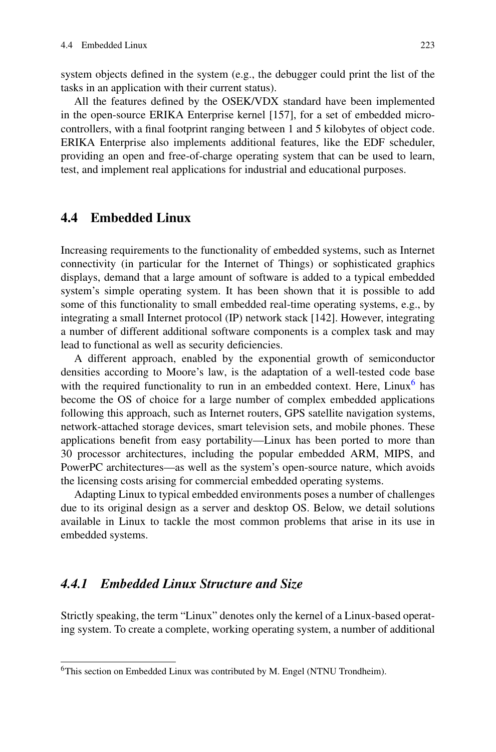system objects defined in the system (e.g., the debugger could print the list of the tasks in an application with their current status).

All the features defined by the OSEK/VDX standard have been implemented in the open-source ERIKA Enterprise kernel [157], for a set of embedded micro-controllers, with a final footprint ranging between 1 and 5 kilobytes of object code. ERIKA Enterprise also implements additional features, like the EDF scheduler, providing an open and free-of-charge operating system that can be used to learn, test, and implement real applications for industrial and educational purposes.

## 4.4 Embedded Linux

Increasing requirements to the functionality of embedded systems, such as Internet connectivity (in particular for the Internet of Things) or sophisticated graphics displays, demand that a large amount of software is added to a typical embedded system's simple operating system. It has been shown that it is possible to add some of this functionality to small embedded real-time operating systems, e.g., by integrating a small Internet protocol (IP) network stack [142]. However, integrating a number of different additional software components is a complex task and may lead to functional as well as security deficiencies.

A different approach, enabled by the exponential growth of semiconductor densities according to Moore's law, is the adaptation of a well-tested code base with the required functionality to run in an embedded context. Here, Linux[6] has become the OS of choice for a large number of complex embedded applications following this approach, such as Internet routers, GPS satellite navigation systems, network-attached storage devices, smart television sets, and mobile phones. These applications benefit from easy portability—Linux has been ported to more than 30 processor architectures, including the popular embedded ARM, MIPS, and PowerPC architectures—as well as the system's open-source nature, which avoids the licensing costs arising for commercial embedded operating systems.

Adapting Linux to typical embedded environments poses a number of challenges due to its original design as a server and desktop OS. Below, we detail solutions available in Linux to tackle the most common problems that arise in its use in embedded systems.

### *4.4.1 Embedded Linux Structure and Size*

Strictly speaking, the term "Linux" denotes only the kernel of a Linux-based operating system. To create a complete, working operating system, a number of additional

[6]This section on Embedded Linux was contributed by M. Engel (NTNU Trondheim).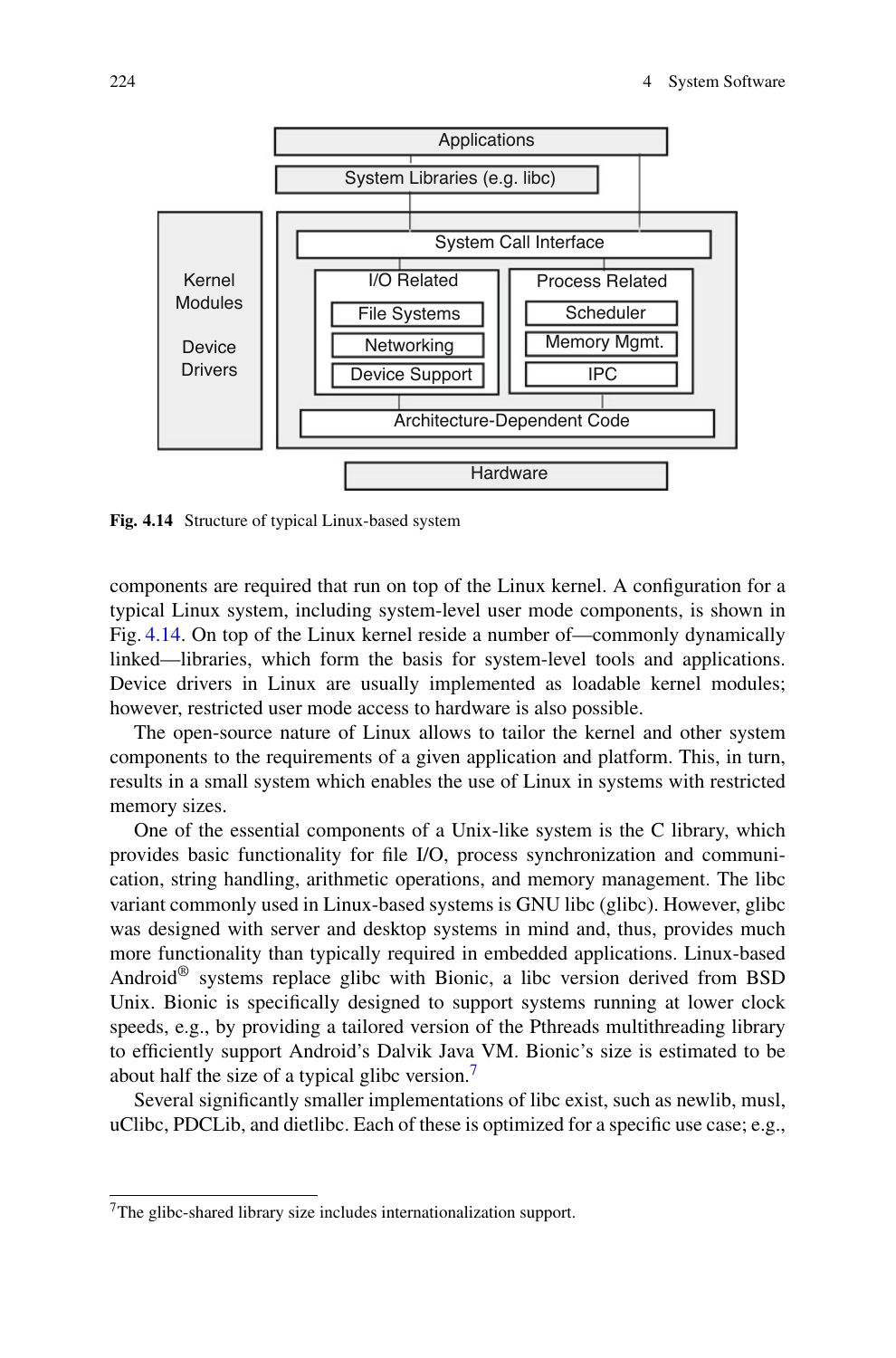Fig. 4.14 Structure of typical Linux-based system

components are required that run on top of the Linux kernel. A configuration for a typical Linux system, including system-level user mode components, is shown in Fig. 4.14. On top of the Linux kernel reside a number of—commonly dynamically linked—libraries, which form the basis for system-level tools and applications. Device drivers in Linux are usually implemented as loadable kernel modules; however, restricted user mode access to hardware is also possible.

The open-source nature of Linux allows to tailor the kernel and other system components to the requirements of a given application and platform. This, in turn, results in a small system which enables the use of Linux in systems with restricted memory sizes.

One of the essential components of a Unix-like system is the C library, which provides basic functionality for file I/O, process synchronization and communication, string handling, arithmetic operations, and memory management. The libc variant commonly used in Linux-based systems is GNU libc (glibc). However, glibc was designed with server and desktop systems in mind and, thus, provides much more functionality than typically required in embedded applications. Linux-based Android® systems replace glibc with Bionic, a libc version derived from BSD Unix. Bionic is specifically designed to support systems running at lower clock speeds, e.g., by providing a tailored version of the Pthreads multithreading library to efficiently support Android's Dalvik Java VM. Bionic's size is estimated to be about half the size of a typical glibc version.[7]

Several significantly smaller implementations of libc exist, such as newlib, musl, uClibc, PDCLib, and dietlibc. Each of these is optimized for a specific use case; e.g.,

[7] The glibc-shared library size includes internationalization support.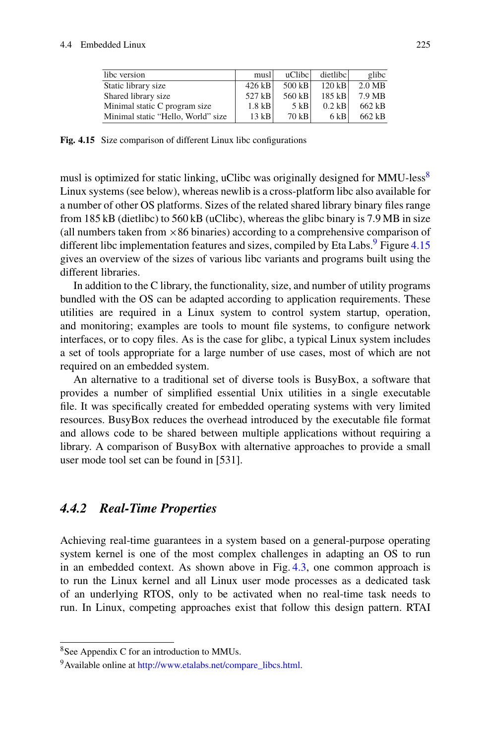| libc version | musl | uClibc | dietlibc | glibc |
|---|---|---|---|---|
| Static library size | 426 kB | 500 kB | 120 kB | 2.0 MB |
| Shared library size | 527 kB | 560 kB | 185 kB | 7.9 MB |
| Minimal static C program size | 1.8 kB | 5 kB | 0.2 kB | 662 kB |
| Minimal static "Hello, World" size | 13 kB | 70 kB | 6 kB | 662 kB |

**Fig. 4.15** Size comparison of different Linux libc configurations

musl is optimized for static linking, uClibc was originally designed for MMU-less[8] Linux systems (see below), whereas newlib is a cross-platform libc also available for a number of other OS platforms. Sizes of the related shared library binary files range from 185 kB (dietlibc) to 560 kB (uClibc), whereas the glibc binary is 7.9 MB in size (all numbers taken from $\times 86$ binaries) according to a comprehensive comparison of different libc implementation features and sizes, compiled by Eta Labs.[9] Figure 4.15 gives an overview of the sizes of various libc variants and programs built using the different libraries.

In addition to the C library, the functionality, size, and number of utility programs bundled with the OS can be adapted according to application requirements. These utilities are required in a Linux system to control system startup, operation, and monitoring; examples are tools to mount file systems, to configure network interfaces, or to copy files. As is the case for glibc, a typical Linux system includes a set of tools appropriate for a large number of use cases, most of which are not required on an embedded system.

An alternative to a traditional set of diverse tools is BusyBox, a software that provides a number of simplified essential Unix utilities in a single executable file. It was specifically created for embedded operating systems with very limited resources. BusyBox reduces the overhead introduced by the executable file format and allows code to be shared between multiple applications without requiring a library. A comparison of BusyBox with alternative approaches to provide a small user mode tool set can be found in [531].

### *4.4.2 Real-Time Properties*

Achieving real-time guarantees in a system based on a general-purpose operating system kernel is one of the most complex challenges in adapting an OS to run in an embedded context. As shown above in Fig. 4.3, one common approach is to run the Linux kernel and all Linux user mode processes as a dedicated task of an underlying RTOS, only to be activated when no real-time task needs to run. In Linux, competing approaches exist that follow this design pattern. RTAI

[8] See Appendix C for an introduction to MMUs.

[9] Available online at http://www.etalabs.net/compare_libcs.html.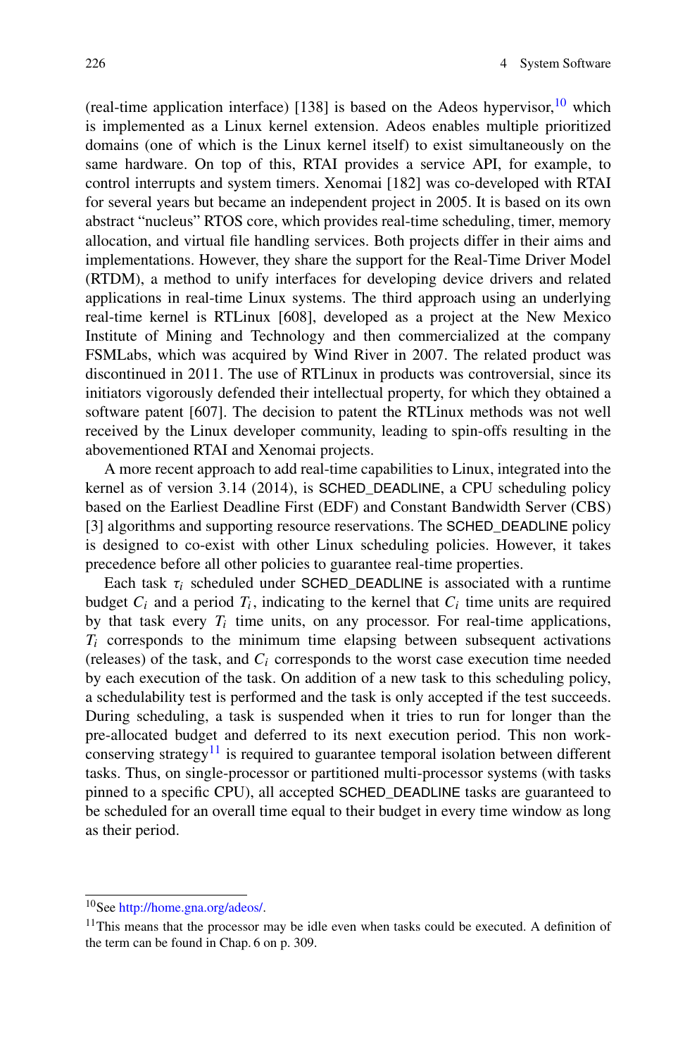(real-time application interface) [138] is based on the Adeos hypervisor,[10] which is implemented as a Linux kernel extension. Adeos enables multiple prioritized domains (one of which is the Linux kernel itself) to exist simultaneously on the same hardware. On top of this, RTAI provides a service API, for example, to control interrupts and system timers. Xenomai [182] was co-developed with RTAI for several years but became an independent project in 2005. It is based on its own abstract "nucleus" RTOS core, which provides real-time scheduling, timer, memory allocation, and virtual file handling services. Both projects differ in their aims and implementations. However, they share the support for the Real-Time Driver Model (RTDM), a method to unify interfaces for developing device drivers and related applications in real-time Linux systems. The third approach using an underlying real-time kernel is RTLinux [608], developed as a project at the New Mexico Institute of Mining and Technology and then commercialized at the company FSMLabs, which was acquired by Wind River in 2007. The related product was discontinued in 2011. The use of RTLinux in products was controversial, since its initiators vigorously defended their intellectual property, for which they obtained a software patent [607]. The decision to patent the RTLinux methods was not well received by the Linux developer community, leading to spin-offs resulting in the abovementioned RTAI and Xenomai projects.

A more recent approach to add real-time capabilities to Linux, integrated into the kernel as of version 3.14 (2014), is SCHED_DEADLINE, a CPU scheduling policy based on the Earliest Deadline First (EDF) and Constant Bandwidth Server (CBS) [3] algorithms and supporting resource reservations. The SCHED_DEADLINE policy is designed to co-exist with other Linux scheduling policies. However, it takes precedence before all other policies to guarantee real-time properties.

Each task $\tau_i$ scheduled under SCHED_DEADLINE is associated with a runtime budget $C_i$ and a period $T_i$, indicating to the kernel that $C_i$ time units are required by that task every $T_i$ time units, on any processor. For real-time applications, $T_i$ corresponds to the minimum time elapsing between subsequent activations (releases) of the task, and $C_i$ corresponds to the worst case execution time needed by each execution of the task. On addition of a new task to this scheduling policy, a schedulability test is performed and the task is only accepted if the test succeeds. During scheduling, a task is suspended when it tries to run for longer than the pre-allocated budget and deferred to its next execution period. This non work-conserving strategy[11] is required to guarantee temporal isolation between different tasks. Thus, on single-processor or partitioned multi-processor systems (with tasks pinned to a specific CPU), all accepted SCHED_DEADLINE tasks are guaranteed to be scheduled for an overall time equal to their budget in every time window as long as their period.

---

[10] See http://home.gna.org/adeos/.

[11] This means that the processor may be idle even when tasks could be executed. A definition of the term can be found in Chap. 6 on p. 309.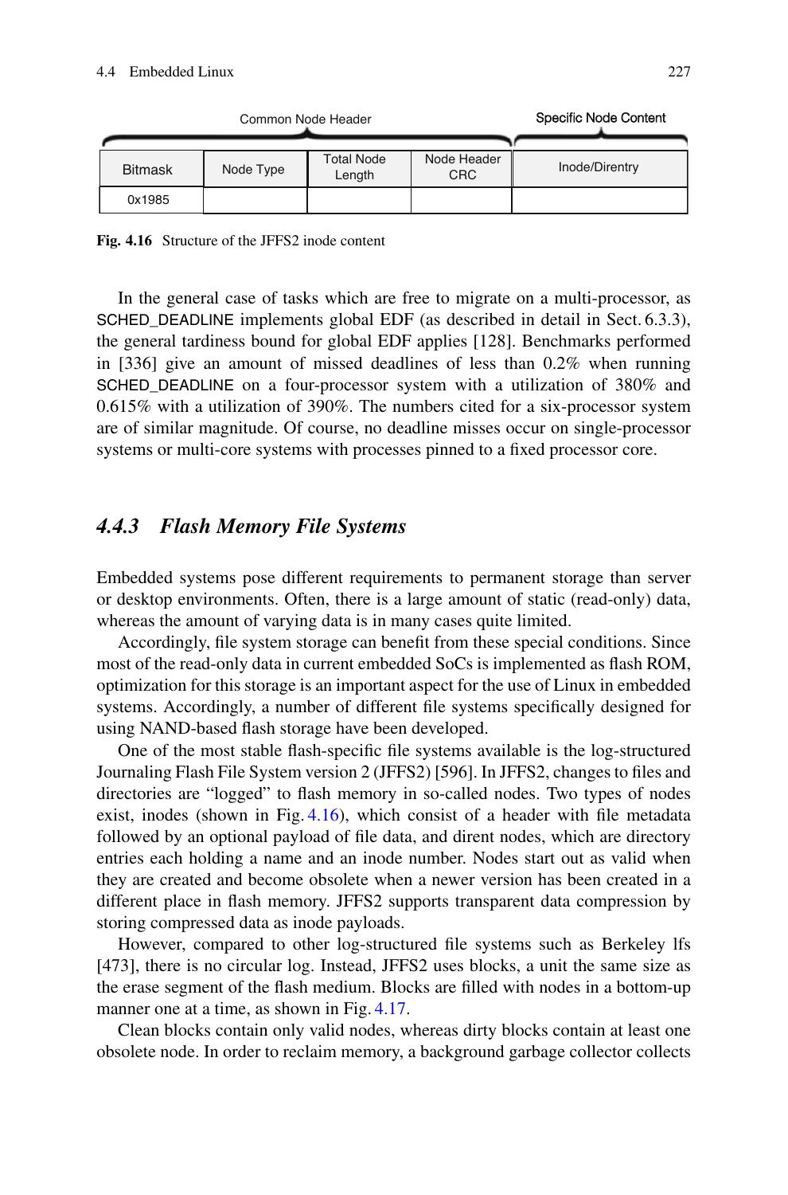| Common Node Header | | | | Specific Node Content |
|---|---|---|---|---|
| Bitmask | Node Type | Total Node Length | Node Header CRC | Inode/Direntry |
| 0x1985 | | | | |

**Fig. 4.16** Structure of the JFFS2 inode content

In the general case of tasks which are free to migrate on a multi-processor, as SCHED_DEADLINE implements global EDF (as described in detail in Sect. 6.3.3), the general tardiness bound for global EDF applies [128]. Benchmarks performed in [336] give an amount of missed deadlines of less than 0.2% when running SCHED_DEADLINE on a four-processor system with a utilization of 380% and 0.615% with a utilization of 390%. The numbers cited for a six-processor system are of similar magnitude. Of course, no deadline misses occur on single-processor systems or multi-core systems with processes pinned to a fixed processor core.

### *4.4.3 Flash Memory File Systems*

Embedded systems pose different requirements to permanent storage than server or desktop environments. Often, there is a large amount of static (read-only) data, whereas the amount of varying data is in many cases quite limited.

Accordingly, file system storage can benefit from these special conditions. Since most of the read-only data in current embedded SoCs is implemented as flash ROM, optimization for this storage is an important aspect for the use of Linux in embedded systems. Accordingly, a number of different file systems specifically designed for using NAND-based flash storage have been developed.

One of the most stable flash-specific file systems available is the log-structured Journaling Flash File System version 2 (JFFS2) [596]. In JFFS2, changes to files and directories are "logged" to flash memory in so-called nodes. Two types of nodes exist, inodes (shown in Fig. 4.16), which consist of a header with file metadata followed by an optional payload of file data, and dirent nodes, which are directory entries each holding a name and an inode number. Nodes start out as valid when they are created and become obsolete when a newer version has been created in a different place in flash memory. JFFS2 supports transparent data compression by storing compressed data as inode payloads.

However, compared to other log-structured file systems such as Berkeley lfs [473], there is no circular log. Instead, JFFS2 uses blocks, a unit the same size as the erase segment of the flash medium. Blocks are filled with nodes in a bottom-up manner one at a time, as shown in Fig. 4.17.

Clean blocks contain only valid nodes, whereas dirty blocks contain at least one obsolete node. In order to reclaim memory, a background garbage collector collects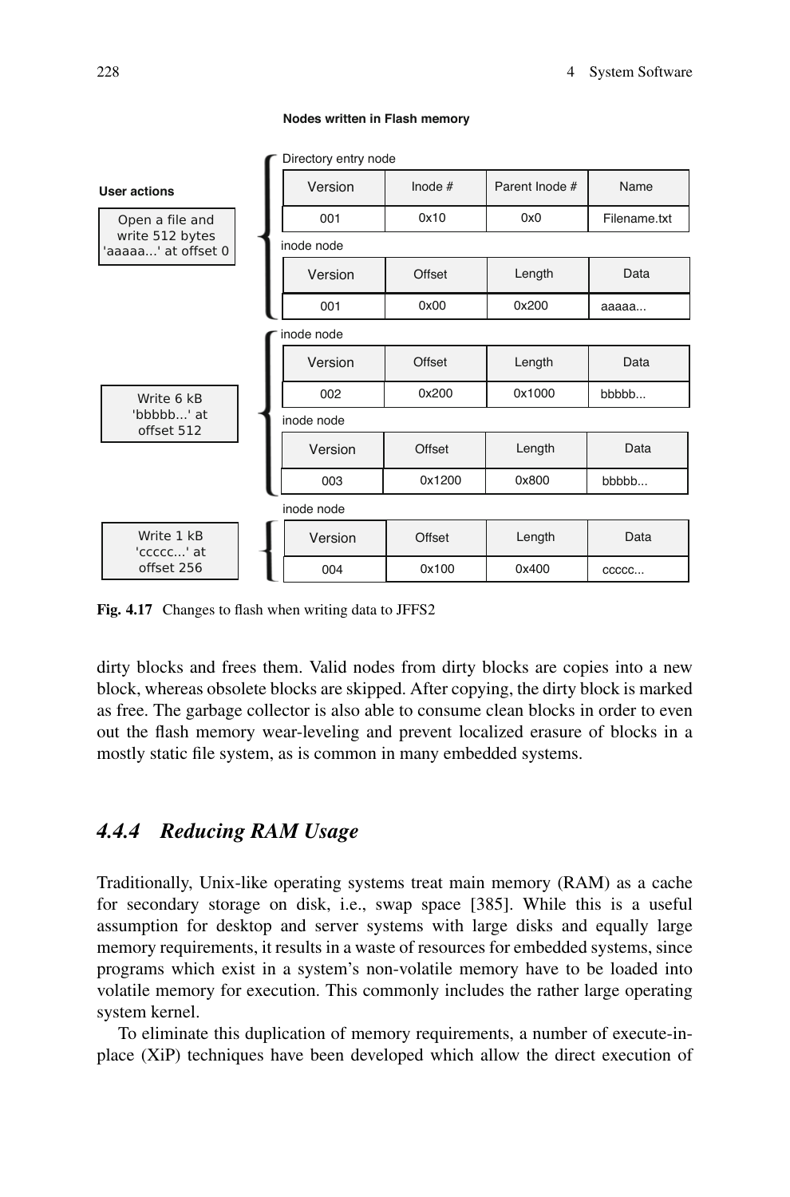**Nodes written in Flash memory**

**User actions**

| User action | Node type | Version | Offset / Inode # | Length / Parent Inode # | Data / Name |
|---|---|---|---|---|---|
| Open a file and write 512 bytes 'aaaaa...' at offset 0 | Directory entry node | 001 | 0x10 | 0x0 | Filename.txt |
| | inode node | 001 | 0x00 | 0x200 | aaaaa... |
| Write 6 kB 'bbbbb...' at offset 512 | inode node | 002 | 0x200 | 0x1000 | bbbbb... |
| | inode node | 003 | 0x1200 | 0x800 | bbbbb... |
| Write 1 kB 'ccccc...' at offset 256 | inode node | 004 | 0x100 | 0x400 | ccccc... |

**Fig. 4.17** Changes to flash when writing data to JFFS2

dirty blocks and frees them. Valid nodes from dirty blocks are copies into a new block, whereas obsolete blocks are skipped. After copying, the dirty block is marked as free. The garbage collector is also able to consume clean blocks in order to even out the flash memory wear-leveling and prevent localized erasure of blocks in a mostly static file system, as is common in many embedded systems.

### *4.4.4 Reducing RAM Usage*

Traditionally, Unix-like operating systems treat main memory (RAM) as a cache for secondary storage on disk, i.e., swap space [385]. While this is a useful assumption for desktop and server systems with large disks and equally large memory requirements, it results in a waste of resources for embedded systems, since programs which exist in a system's non-volatile memory have to be loaded into volatile memory for execution. This commonly includes the rather large operating system kernel.

To eliminate this duplication of memory requirements, a number of execute-in-place (XiP) techniques have been developed which allow the direct execution of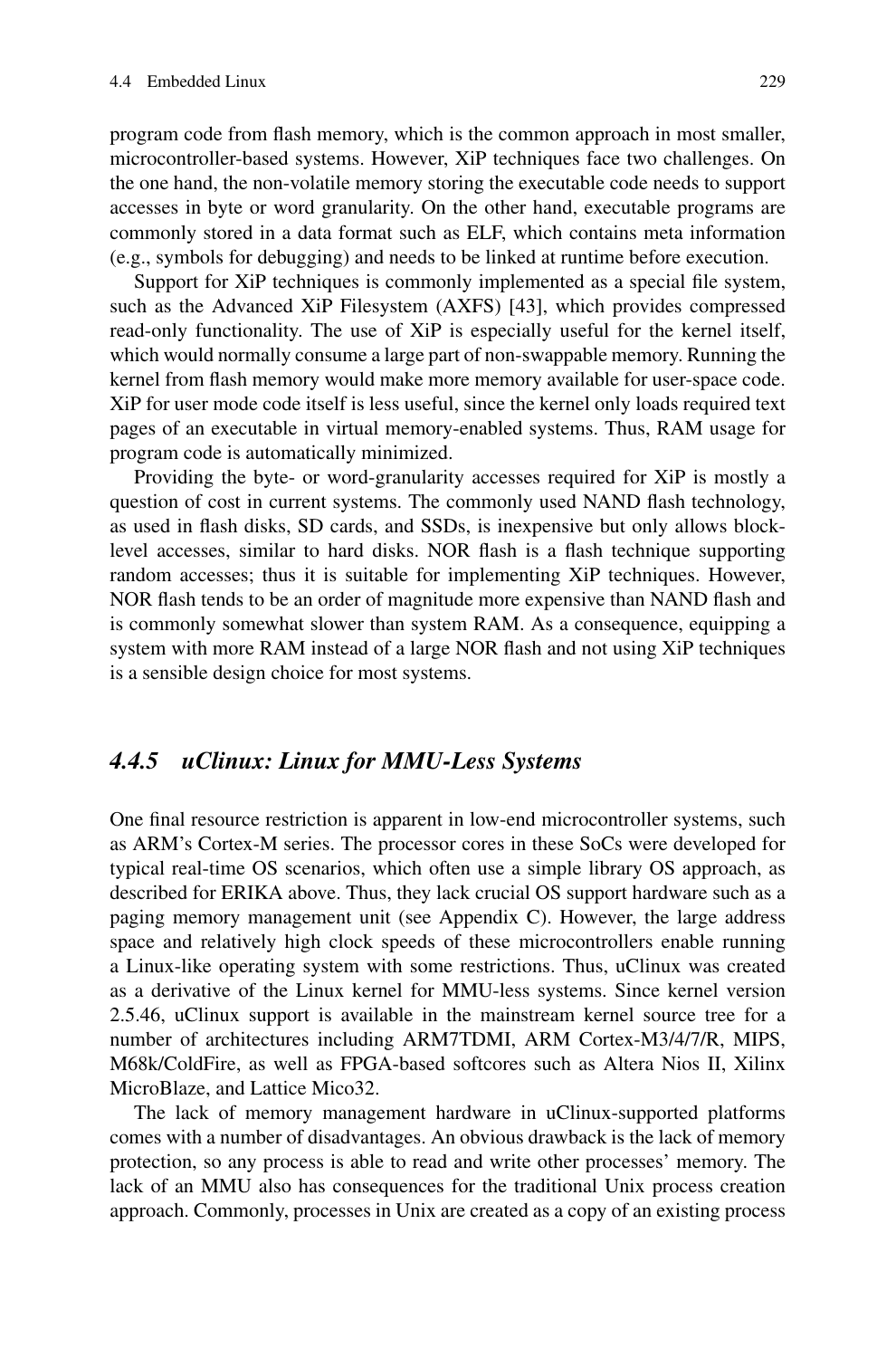program code from flash memory, which is the common approach in most smaller, microcontroller-based systems. However, XiP techniques face two challenges. On the one hand, the non-volatile memory storing the executable code needs to support accesses in byte or word granularity. On the other hand, executable programs are commonly stored in a data format such as ELF, which contains meta information (e.g., symbols for debugging) and needs to be linked at runtime before execution.

Support for XiP techniques is commonly implemented as a special file system, such as the Advanced XiP Filesystem (AXFS) [43], which provides compressed read-only functionality. The use of XiP is especially useful for the kernel itself, which would normally consume a large part of non-swappable memory. Running the kernel from flash memory would make more memory available for user-space code. XiP for user mode code itself is less useful, since the kernel only loads required text pages of an executable in virtual memory-enabled systems. Thus, RAM usage for program code is automatically minimized.

Providing the byte- or word-granularity accesses required for XiP is mostly a question of cost in current systems. The commonly used NAND flash technology, as used in flash disks, SD cards, and SSDs, is inexpensive but only allows block-level accesses, similar to hard disks. NOR flash is a flash technique supporting random accesses; thus it is suitable for implementing XiP techniques. However, NOR flash tends to be an order of magnitude more expensive than NAND flash and is commonly somewhat slower than system RAM. As a consequence, equipping a system with more RAM instead of a large NOR flash and not using XiP techniques is a sensible design choice for most systems.

### *4.4.5 uClinux: Linux for MMU-Less Systems*

One final resource restriction is apparent in low-end microcontroller systems, such as ARM's Cortex-M series. The processor cores in these SoCs were developed for typical real-time OS scenarios, which often use a simple library OS approach, as described for ERIKA above. Thus, they lack crucial OS support hardware such as a paging memory management unit (see Appendix C). However, the large address space and relatively high clock speeds of these microcontrollers enable running a Linux-like operating system with some restrictions. Thus, uClinux was created as a derivative of the Linux kernel for MMU-less systems. Since kernel version 2.5.46, uClinux support is available in the mainstream kernel source tree for a number of architectures including ARM7TDMI, ARM Cortex-M3/4/7/R, MIPS, M68k/ColdFire, as well as FPGA-based softcores such as Altera Nios II, Xilinx MicroBlaze, and Lattice Mico32.

The lack of memory management hardware in uClinux-supported platforms comes with a number of disadvantages. An obvious drawback is the lack of memory protection, so any process is able to read and write other processes' memory. The lack of an MMU also has consequences for the traditional Unix process creation approach. Commonly, processes in Unix are created as a copy of an existing process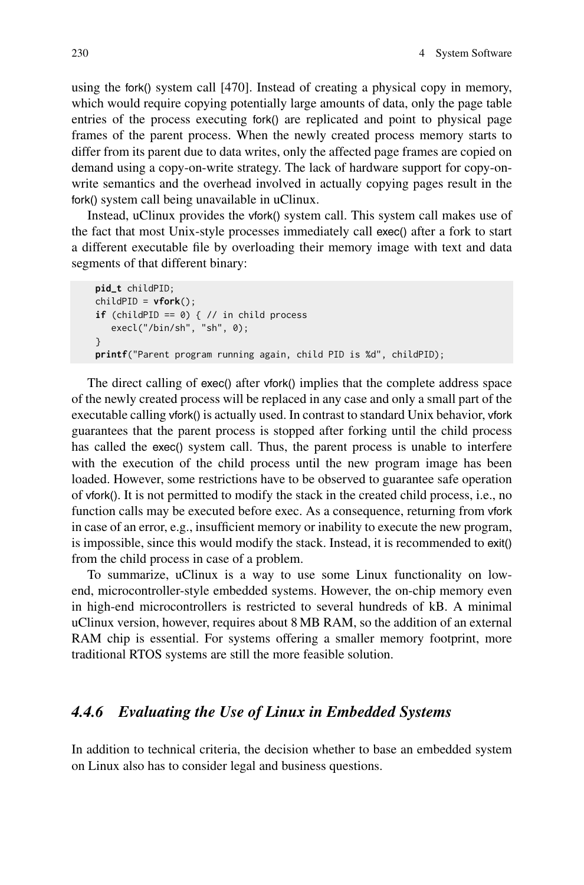using the fork() system call [470]. Instead of creating a physical copy in memory, which would require copying potentially large amounts of data, only the page table entries of the process executing fork() are replicated and point to physical page frames of the parent process. When the newly created process memory starts to differ from its parent due to data writes, only the affected page frames are copied on demand using a copy-on-write strategy. The lack of hardware support for copy-on-write semantics and the overhead involved in actually copying pages result in the fork() system call being unavailable in uClinux.

Instead, uClinux provides the vfork() system call. This system call makes use of the fact that most Unix-style processes immediately call exec() after a fork to start a different executable file by overloading their memory image with text and data segments of that different binary:

```
pid_t childPID;
childPID = vfork();
if (childPID == 0) { // in child process
   execl("/bin/sh", "sh", 0);
}
printf("Parent program running again, child PID is %d", childPID);
```

The direct calling of exec() after vfork() implies that the complete address space of the newly created process will be replaced in any case and only a small part of the executable calling vfork() is actually used. In contrast to standard Unix behavior, vfork guarantees that the parent process is stopped after forking until the child process has called the exec() system call. Thus, the parent process is unable to interfere with the execution of the child process until the new program image has been loaded. However, some restrictions have to be observed to guarantee safe operation of vfork(). It is not permitted to modify the stack in the created child process, i.e., no function calls may be executed before exec. As a consequence, returning from vfork in case of an error, e.g., insufficient memory or inability to execute the new program, is impossible, since this would modify the stack. Instead, it is recommended to exit() from the child process in case of a problem.

To summarize, uClinux is a way to use some Linux functionality on low-end, microcontroller-style embedded systems. However, the on-chip memory even in high-end microcontrollers is restricted to several hundreds of kB. A minimal uClinux version, however, requires about 8 MB RAM, so the addition of an external RAM chip is essential. For systems offering a smaller memory footprint, more traditional RTOS systems are still the more feasible solution.

### *4.4.6 Evaluating the Use of Linux in Embedded Systems*

In addition to technical criteria, the decision whether to base an embedded system on Linux also has to consider legal and business questions.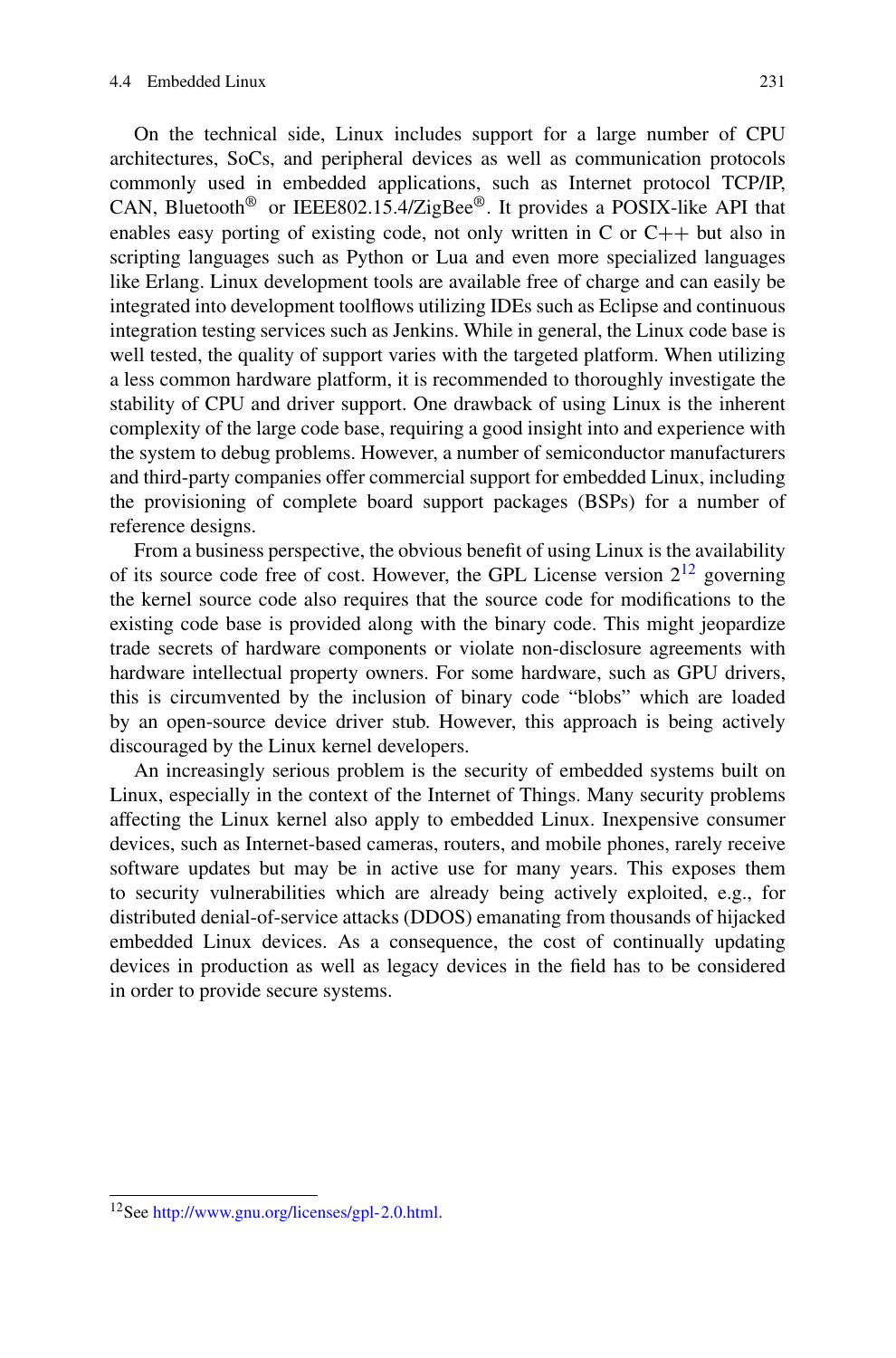On the technical side, Linux includes support for a large number of CPU architectures, SoCs, and peripheral devices as well as communication protocols commonly used in embedded applications, such as Internet protocol TCP/IP, CAN, Bluetooth® or IEEE802.15.4/ZigBee®. It provides a POSIX-like API that enables easy porting of existing code, not only written in C or C++ but also in scripting languages such as Python or Lua and even more specialized languages like Erlang. Linux development tools are available free of charge and can easily be integrated into development toolflows utilizing IDEs such as Eclipse and continuous integration testing services such as Jenkins. While in general, the Linux code base is well tested, the quality of support varies with the targeted platform. When utilizing a less common hardware platform, it is recommended to thoroughly investigate the stability of CPU and driver support. One drawback of using Linux is the inherent complexity of the large code base, requiring a good insight into and experience with the system to debug problems. However, a number of semiconductor manufacturers and third-party companies offer commercial support for embedded Linux, including the provisioning of complete board support packages (BSPs) for a number of reference designs.

From a business perspective, the obvious benefit of using Linux is the availability of its source code free of cost. However, the GPL License version 2[12] governing the kernel source code also requires that the source code for modifications to the existing code base is provided along with the binary code. This might jeopardize trade secrets of hardware components or violate non-disclosure agreements with hardware intellectual property owners. For some hardware, such as GPU drivers, this is circumvented by the inclusion of binary code "blobs" which are loaded by an open-source device driver stub. However, this approach is being actively discouraged by the Linux kernel developers.

An increasingly serious problem is the security of embedded systems built on Linux, especially in the context of the Internet of Things. Many security problems affecting the Linux kernel also apply to embedded Linux. Inexpensive consumer devices, such as Internet-based cameras, routers, and mobile phones, rarely receive software updates but may be in active use for many years. This exposes them to security vulnerabilities which are already being actively exploited, e.g., for distributed denial-of-service attacks (DDOS) emanating from thousands of hijacked embedded Linux devices. As a consequence, the cost of continually updating devices in production as well as legacy devices in the field has to be considered in order to provide secure systems.

---

[12] See http://www.gnu.org/licenses/gpl-2.0.html.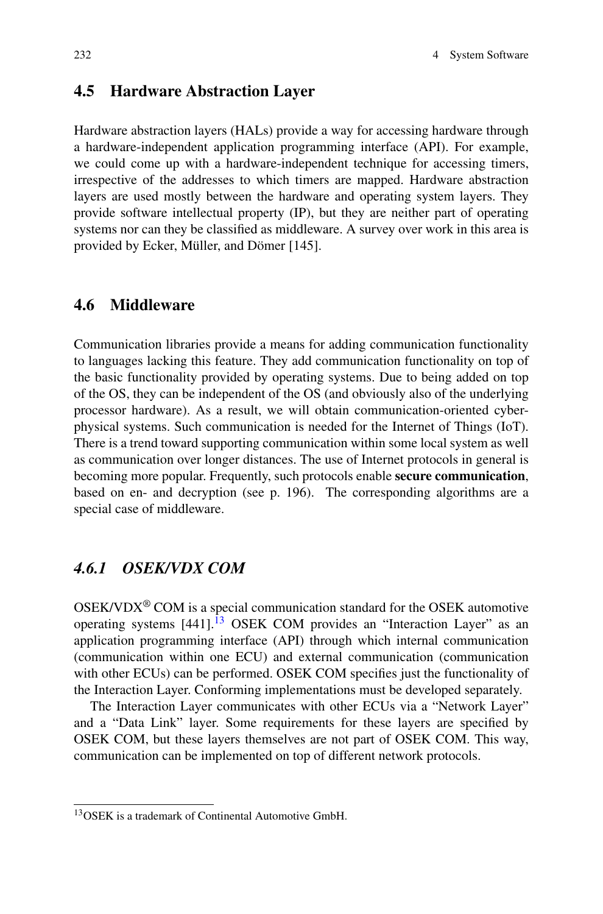## 4.5 Hardware Abstraction Layer

Hardware abstraction layers (HALs) provide a way for accessing hardware through a hardware-independent application programming interface (API). For example, we could come up with a hardware-independent technique for accessing timers, irrespective of the addresses to which timers are mapped. Hardware abstraction layers are used mostly between the hardware and operating system layers. They provide software intellectual property (IP), but they are neither part of operating systems nor can they be classified as middleware. A survey over work in this area is provided by Ecker, Müller, and Dömer [145].

## 4.6 Middleware

Communication libraries provide a means for adding communication functionality to languages lacking this feature. They add communication functionality on top of the basic functionality provided by operating systems. Due to being added on top of the OS, they can be independent of the OS (and obviously also of the underlying processor hardware). As a result, we will obtain communication-oriented cyber-physical systems. Such communication is needed for the Internet of Things (IoT). There is a trend toward supporting communication within some local system as well as communication over longer distances. The use of Internet protocols in general is becoming more popular. Frequently, such protocols enable **secure communication**, based on en- and decryption (see p. 196). The corresponding algorithms are a special case of middleware.

### *4.6.1 OSEK/VDX COM*

OSEK/VDX® COM is a special communication standard for the OSEK automotive operating systems [441].[13] OSEK COM provides an "Interaction Layer" as an application programming interface (API) through which internal communication (communication within one ECU) and external communication (communication with other ECUs) can be performed. OSEK COM specifies just the functionality of the Interaction Layer. Conforming implementations must be developed separately.

The Interaction Layer communicates with other ECUs via a "Network Layer" and a "Data Link" layer. Some requirements for these layers are specified by OSEK COM, but these layers themselves are not part of OSEK COM. This way, communication can be implemented on top of different network protocols.

[13] OSEK is a trademark of Continental Automotive GmbH.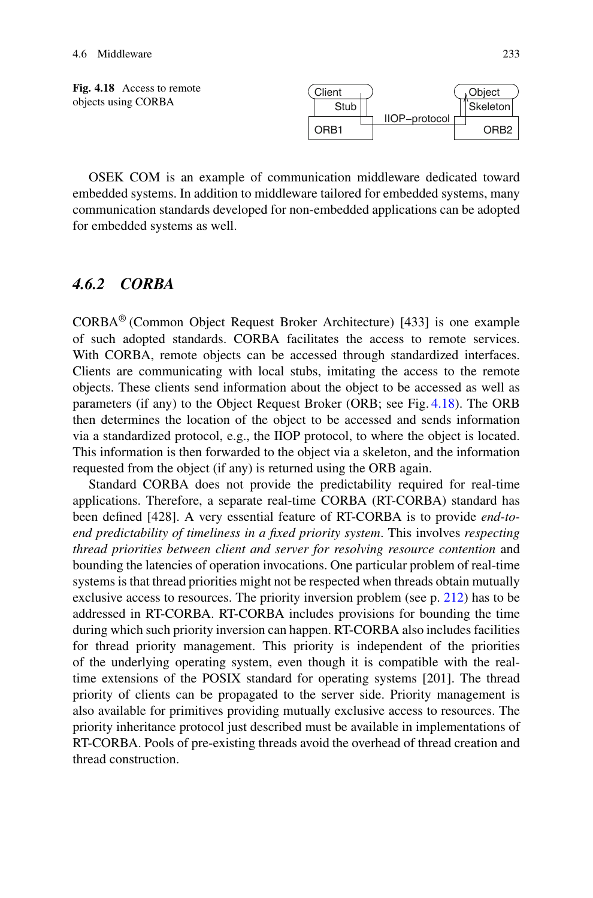**Fig. 4.18** Access to remote objects using CORBA

Client
Stub
ORB1
IIOP–protocol
Object
Skeleton
ORB2

OSEK COM is an example of communication middleware dedicated toward embedded systems. In addition to middleware tailored for embedded systems, many communication standards developed for non-embedded applications can be adopted for embedded systems as well.

### *4.6.2 CORBA*

CORBA® (Common Object Request Broker Architecture) [433] is one example of such adopted standards. CORBA facilitates the access to remote services. With CORBA, remote objects can be accessed through standardized interfaces. Clients are communicating with local stubs, imitating the access to the remote objects. These clients send information about the object to be accessed as well as parameters (if any) to the Object Request Broker (ORB; see Fig. 4.18). The ORB then determines the location of the object to be accessed and sends information via a standardized protocol, e.g., the IIOP protocol, to where the object is located. This information is then forwarded to the object via a skeleton, and the information requested from the object (if any) is returned using the ORB again.

Standard CORBA does not provide the predictability required for real-time applications. Therefore, a separate real-time CORBA (RT-CORBA) standard has been defined [428]. A very essential feature of RT-CORBA is to provide *end-to-end predictability of timeliness in a fixed priority system*. This involves *respecting thread priorities between client and server for resolving resource contention* and bounding the latencies of operation invocations. One particular problem of real-time systems is that thread priorities might not be respected when threads obtain mutually exclusive access to resources. The priority inversion problem (see p. 212) has to be addressed in RT-CORBA. RT-CORBA includes provisions for bounding the time during which such priority inversion can happen. RT-CORBA also includes facilities for thread priority management. This priority is independent of the priorities of the underlying operating system, even though it is compatible with the real-time extensions of the POSIX standard for operating systems [201]. The thread priority of clients can be propagated to the server side. Priority management is also available for primitives providing mutually exclusive access to resources. The priority inheritance protocol just described must be available in implementations of RT-CORBA. Pools of pre-existing threads avoid the overhead of thread creation and thread construction.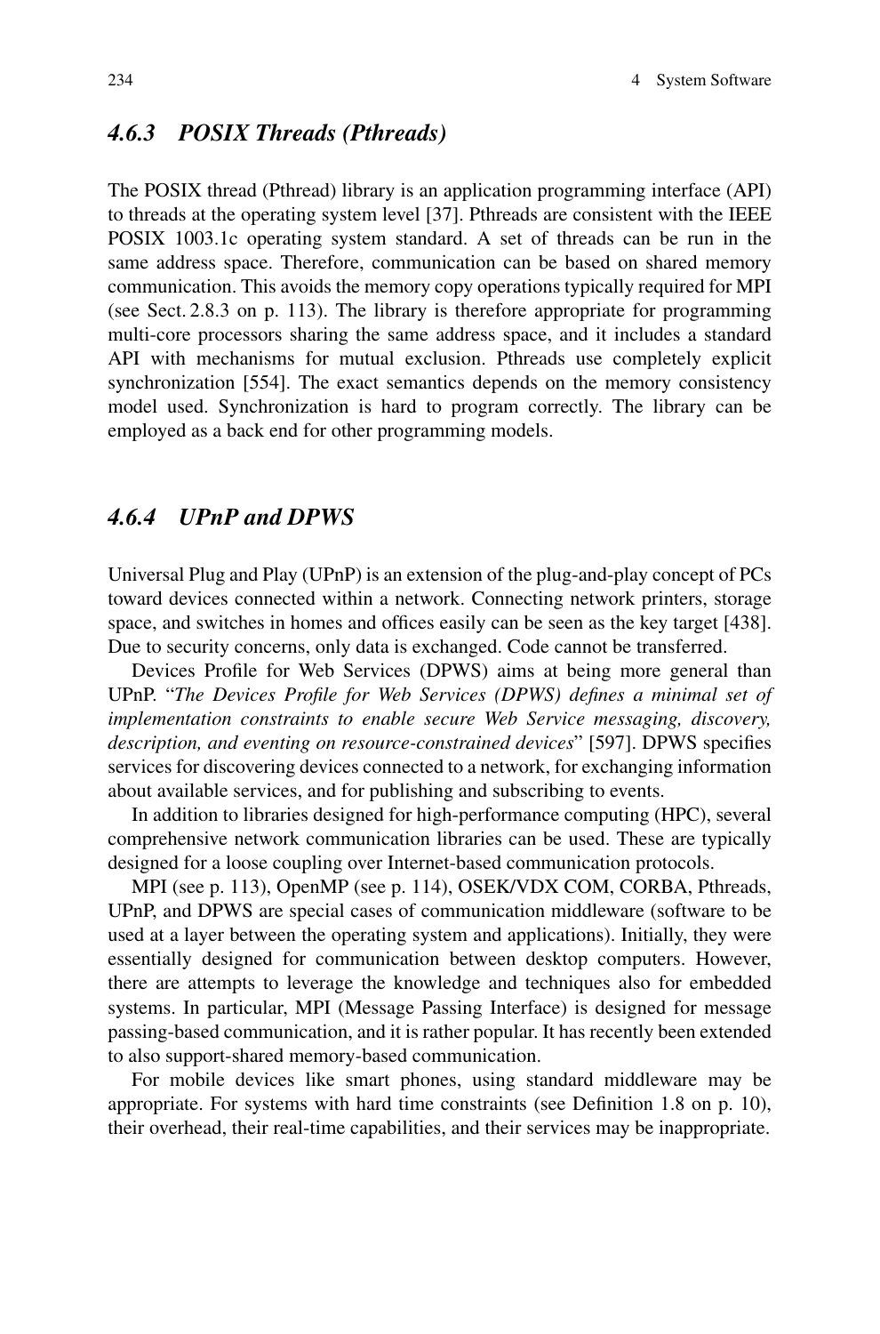### *4.6.3 POSIX Threads (Pthreads)*

The POSIX thread (Pthread) library is an application programming interface (API) to threads at the operating system level [37]. Pthreads are consistent with the IEEE POSIX 1003.1c operating system standard. A set of threads can be run in the same address space. Therefore, communication can be based on shared memory communication. This avoids the memory copy operations typically required for MPI (see Sect. 2.8.3 on p. 113). The library is therefore appropriate for programming multi-core processors sharing the same address space, and it includes a standard API with mechanisms for mutual exclusion. Pthreads use completely explicit synchronization [554]. The exact semantics depends on the memory consistency model used. Synchronization is hard to program correctly. The library can be employed as a back end for other programming models.

### *4.6.4 UPnP and DPWS*

Universal Plug and Play (UPnP) is an extension of the plug-and-play concept of PCs toward devices connected within a network. Connecting network printers, storage space, and switches in homes and offices easily can be seen as the key target [438]. Due to security concerns, only data is exchanged. Code cannot be transferred.

Devices Profile for Web Services (DPWS) aims at being more general than UPnP. "*The Devices Profile for Web Services (DPWS) defines a minimal set of implementation constraints to enable secure Web Service messaging, discovery, description, and eventing on resource-constrained devices*" [597]. DPWS specifies services for discovering devices connected to a network, for exchanging information about available services, and for publishing and subscribing to events.

In addition to libraries designed for high-performance computing (HPC), several comprehensive network communication libraries can be used. These are typically designed for a loose coupling over Internet-based communication protocols.

MPI (see p. 113), OpenMP (see p. 114), OSEK/VDX COM, CORBA, Pthreads, UPnP, and DPWS are special cases of communication middleware (software to be used at a layer between the operating system and applications). Initially, they were essentially designed for communication between desktop computers. However, there are attempts to leverage the knowledge and techniques also for embedded systems. In particular, MPI (Message Passing Interface) is designed for message passing-based communication, and it is rather popular. It has recently been extended to also support-shared memory-based communication.

For mobile devices like smart phones, using standard middleware may be appropriate. For systems with hard time constraints (see Definition 1.8 on p. 10), their overhead, their real-time capabilities, and their services may be inappropriate.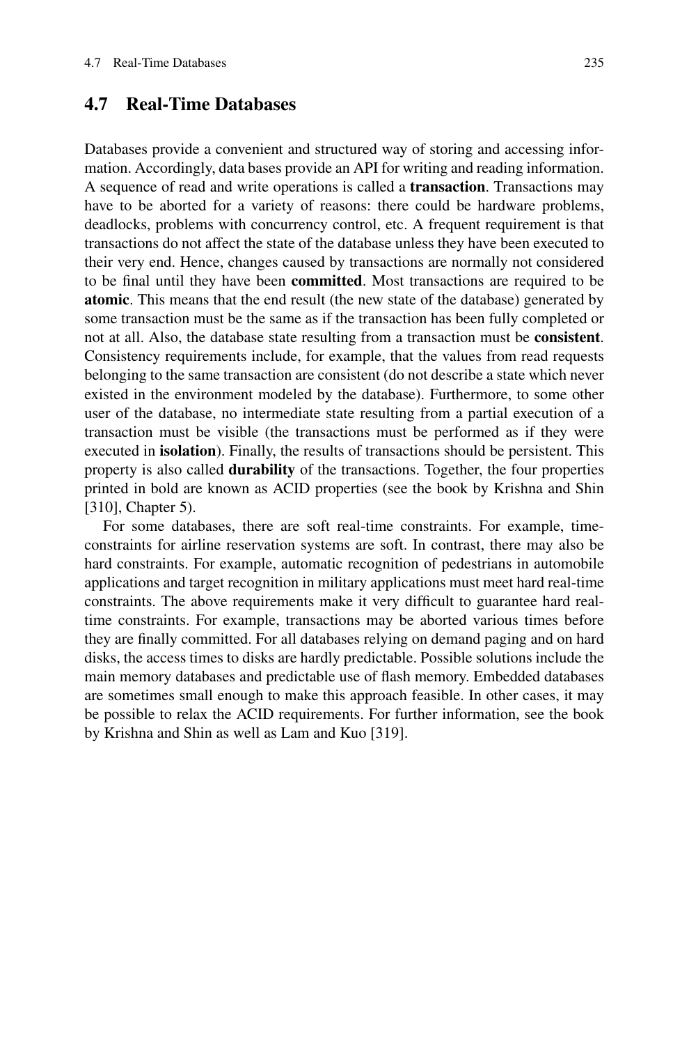## 4.7 Real-Time Databases

Databases provide a convenient and structured way of storing and accessing information. Accordingly, data bases provide an API for writing and reading information. A sequence of read and write operations is called a **transaction**. Transactions may have to be aborted for a variety of reasons: there could be hardware problems, deadlocks, problems with concurrency control, etc. A frequent requirement is that transactions do not affect the state of the database unless they have been executed to their very end. Hence, changes caused by transactions are normally not considered to be final until they have been **committed**. Most transactions are required to be **atomic**. This means that the end result (the new state of the database) generated by some transaction must be the same as if the transaction has been fully completed or not at all. Also, the database state resulting from a transaction must be **consistent**. Consistency requirements include, for example, that the values from read requests belonging to the same transaction are consistent (do not describe a state which never existed in the environment modeled by the database). Furthermore, to some other user of the database, no intermediate state resulting from a partial execution of a transaction must be visible (the transactions must be performed as if they were executed in **isolation**). Finally, the results of transactions should be persistent. This property is also called **durability** of the transactions. Together, the four properties printed in bold are known as ACID properties (see the book by Krishna and Shin [310], Chapter 5).

For some databases, there are soft real-time constraints. For example, time-constraints for airline reservation systems are soft. In contrast, there may also be hard constraints. For example, automatic recognition of pedestrians in automobile applications and target recognition in military applications must meet hard real-time constraints. The above requirements make it very difficult to guarantee hard real-time constraints. For example, transactions may be aborted various times before they are finally committed. For all databases relying on demand paging and on hard disks, the access times to disks are hardly predictable. Possible solutions include the main memory databases and predictable use of flash memory. Embedded databases are sometimes small enough to make this approach feasible. In other cases, it may be possible to relax the ACID requirements. For further information, see the book by Krishna and Shin as well as Lam and Kuo [319].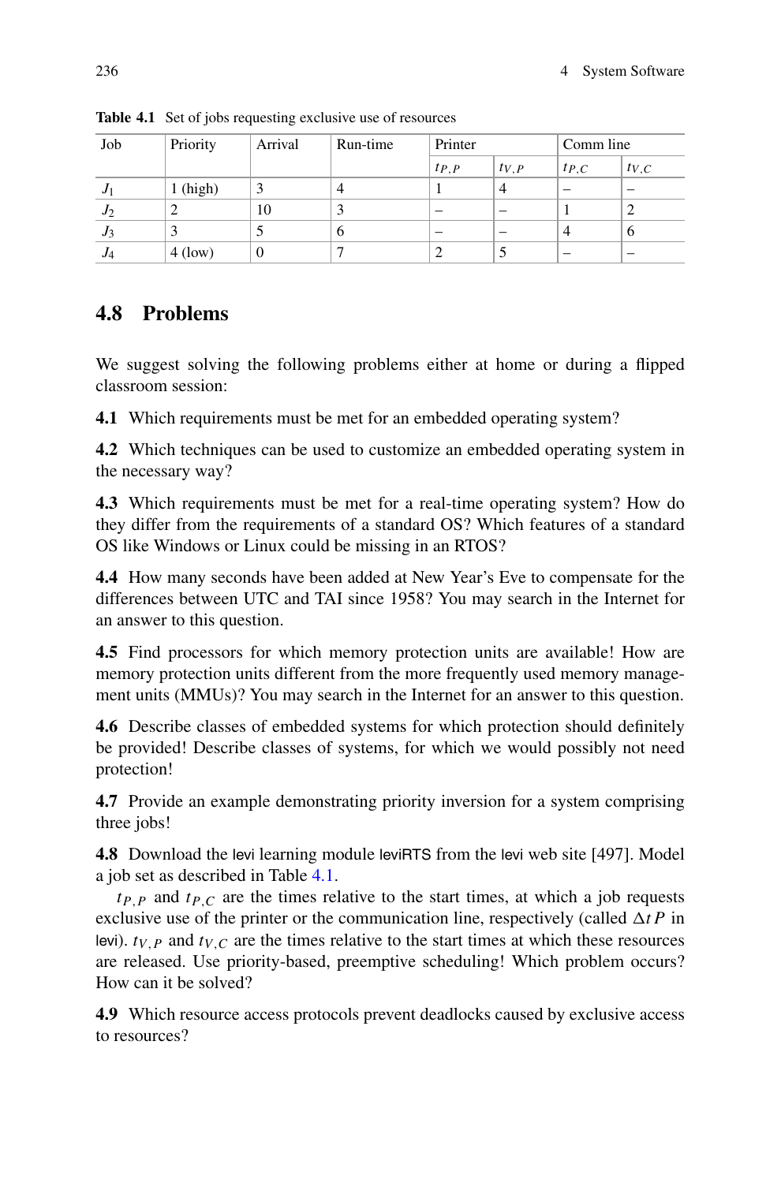**Table 4.1** Set of jobs requesting exclusive use of resources

| Job | Priority | Arrival | Run-time | Printer | | Comm line | |
|---|---|---|---|---|---|---|---|
| | | | | $t_{P,P}$ | $t_{V,P}$ | $t_{P,C}$ | $t_{V,C}$ |
| $J_1$ | 1 (high) | 3 | 4 | 1 | 4 | – | – |
| $J_2$ | 2 | 10 | 3 | – | – | 1 | 2 |
| $J_3$ | 3 | 5 | 6 | – | – | 4 | 6 |
| $J_4$ | 4 (low) | 0 | 7 | 2 | 5 | – | – |

## 4.8 Problems

We suggest solving the following problems either at home or during a flipped classroom session:

**4.1** Which requirements must be met for an embedded operating system?

**4.2** Which techniques can be used to customize an embedded operating system in the necessary way?

**4.3** Which requirements must be met for a real-time operating system? How do they differ from the requirements of a standard OS? Which features of a standard OS like Windows or Linux could be missing in an RTOS?

**4.4** How many seconds have been added at New Year's Eve to compensate for the differences between UTC and TAI since 1958? You may search in the Internet for an answer to this question.

**4.5** Find processors for which memory protection units are available! How are memory protection units different from the more frequently used memory management units (MMUs)? You may search in the Internet for an answer to this question.

**4.6** Describe classes of embedded systems for which protection should definitely be provided! Describe classes of systems, for which we would possibly not need protection!

**4.7** Provide an example demonstrating priority inversion for a system comprising three jobs!

**4.8** Download the levi learning module leviRTS from the levi web site [497]. Model a job set as described in Table 4.1.

$t_{P,P}$ and $t_{P,C}$ are the times relative to the start times, at which a job requests exclusive use of the printer or the communication line, respectively (called $\Delta t P$ in levi). $t_{V,P}$ and $t_{V,C}$ are the times relative to the start times at which these resources are released. Use priority-based, preemptive scheduling! Which problem occurs? How can it be solved?

**4.9** Which resource access protocols prevent deadlocks caused by exclusive access to resources?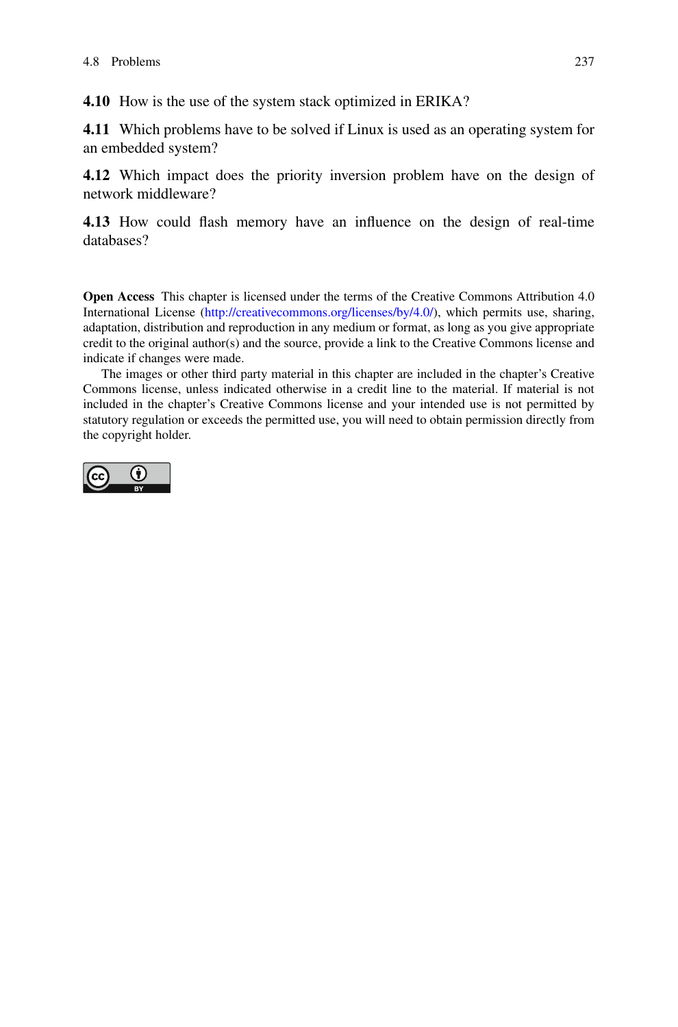**4.10** How is the use of the system stack optimized in ERIKA?

**4.11** Which problems have to be solved if Linux is used as an operating system for an embedded system?

**4.12** Which impact does the priority inversion problem have on the design of network middleware?

**4.13** How could flash memory have an influence on the design of real-time databases?

**Open Access** This chapter is licensed under the terms of the Creative Commons Attribution 4.0 International License (http://creativecommons.org/licenses/by/4.0/), which permits use, sharing, adaptation, distribution and reproduction in any medium or format, as long as you give appropriate credit to the original author(s) and the source, provide a link to the Creative Commons license and indicate if changes were made.

The images or other third party material in this chapter are included in the chapter's Creative Commons license, unless indicated otherwise in a credit line to the material. If material is not included in the chapter's Creative Commons license and your intended use is not permitted by statutory regulation or exceeds the permitted use, you will need to obtain permission directly from the copyright holder.